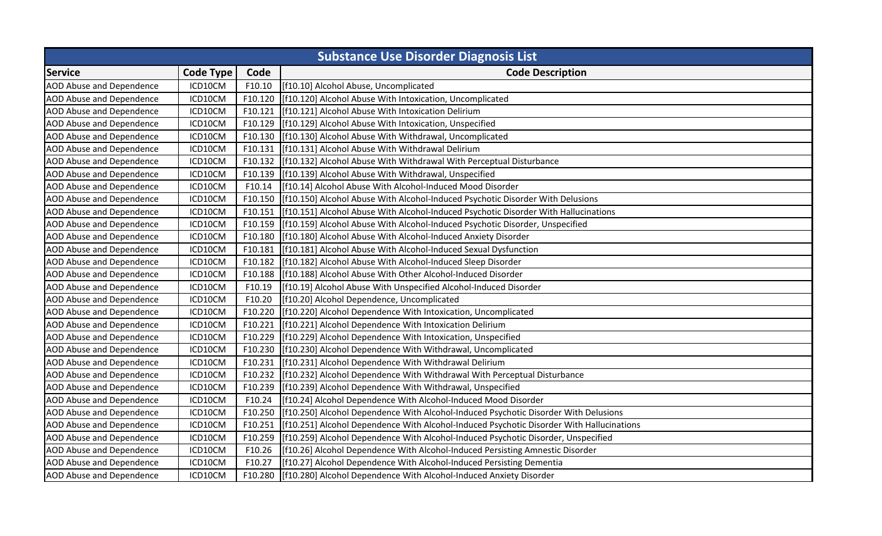# Substance Use Disorder Diagnosis List

| Service | Code Type | Code | Code Description |
|---|---|---|---|
| AOD Abuse and Dependence | ICD10CM | F10.10 | [f10.10] Alcohol Abuse, Uncomplicated |
| AOD Abuse and Dependence | ICD10CM | F10.120 | [f10.120] Alcohol Abuse With Intoxication, Uncomplicated |
| AOD Abuse and Dependence | ICD10CM | F10.121 | [f10.121] Alcohol Abuse With Intoxication Delirium |
| AOD Abuse and Dependence | ICD10CM | F10.129 | [f10.129] Alcohol Abuse With Intoxication, Unspecified |
| AOD Abuse and Dependence | ICD10CM | F10.130 | [f10.130] Alcohol Abuse With Withdrawal, Uncomplicated |
| AOD Abuse and Dependence | ICD10CM | F10.131 | [f10.131] Alcohol Abuse With Withdrawal Delirium |
| AOD Abuse and Dependence | ICD10CM | F10.132 | [f10.132] Alcohol Abuse With Withdrawal With Perceptual Disturbance |
| AOD Abuse and Dependence | ICD10CM | F10.139 | [f10.139] Alcohol Abuse With Withdrawal, Unspecified |
| AOD Abuse and Dependence | ICD10CM | F10.14 | [f10.14] Alcohol Abuse With Alcohol-Induced Mood Disorder |
| AOD Abuse and Dependence | ICD10CM | F10.150 | [f10.150] Alcohol Abuse With Alcohol-Induced Psychotic Disorder With Delusions |
| AOD Abuse and Dependence | ICD10CM | F10.151 | [f10.151] Alcohol Abuse With Alcohol-Induced Psychotic Disorder With Hallucinations |
| AOD Abuse and Dependence | ICD10CM | F10.159 | [f10.159] Alcohol Abuse With Alcohol-Induced Psychotic Disorder, Unspecified |
| AOD Abuse and Dependence | ICD10CM | F10.180 | [f10.180] Alcohol Abuse With Alcohol-Induced Anxiety Disorder |
| AOD Abuse and Dependence | ICD10CM | F10.181 | [f10.181] Alcohol Abuse With Alcohol-Induced Sexual Dysfunction |
| AOD Abuse and Dependence | ICD10CM | F10.182 | [f10.182] Alcohol Abuse With Alcohol-Induced Sleep Disorder |
| AOD Abuse and Dependence | ICD10CM | F10.188 | [f10.188] Alcohol Abuse With Other Alcohol-Induced Disorder |
| AOD Abuse and Dependence | ICD10CM | F10.19 | [f10.19] Alcohol Abuse With Unspecified Alcohol-Induced Disorder |
| AOD Abuse and Dependence | ICD10CM | F10.20 | [f10.20] Alcohol Dependence, Uncomplicated |
| AOD Abuse and Dependence | ICD10CM | F10.220 | [f10.220] Alcohol Dependence With Intoxication, Uncomplicated |
| AOD Abuse and Dependence | ICD10CM | F10.221 | [f10.221] Alcohol Dependence With Intoxication Delirium |
| AOD Abuse and Dependence | ICD10CM | F10.229 | [f10.229] Alcohol Dependence With Intoxication, Unspecified |
| AOD Abuse and Dependence | ICD10CM | F10.230 | [f10.230] Alcohol Dependence With Withdrawal, Uncomplicated |
| AOD Abuse and Dependence | ICD10CM | F10.231 | [f10.231] Alcohol Dependence With Withdrawal Delirium |
| AOD Abuse and Dependence | ICD10CM | F10.232 | [f10.232] Alcohol Dependence With Withdrawal With Perceptual Disturbance |
| AOD Abuse and Dependence | ICD10CM | F10.239 | [f10.239] Alcohol Dependence With Withdrawal, Unspecified |
| AOD Abuse and Dependence | ICD10CM | F10.24 | [f10.24] Alcohol Dependence With Alcohol-Induced Mood Disorder |
| AOD Abuse and Dependence | ICD10CM | F10.250 | [f10.250] Alcohol Dependence With Alcohol-Induced Psychotic Disorder With Delusions |
| AOD Abuse and Dependence | ICD10CM | F10.251 | [f10.251] Alcohol Dependence With Alcohol-Induced Psychotic Disorder With Hallucinations |
| AOD Abuse and Dependence | ICD10CM | F10.259 | [f10.259] Alcohol Dependence With Alcohol-Induced Psychotic Disorder, Unspecified |
| AOD Abuse and Dependence | ICD10CM | F10.26 | [f10.26] Alcohol Dependence With Alcohol-Induced Persisting Amnestic Disorder |
| AOD Abuse and Dependence | ICD10CM | F10.27 | [f10.27] Alcohol Dependence With Alcohol-Induced Persisting Dementia |
| AOD Abuse and Dependence | ICD10CM | F10.280 | [f10.280] Alcohol Dependence With Alcohol-Induced Anxiety Disorder |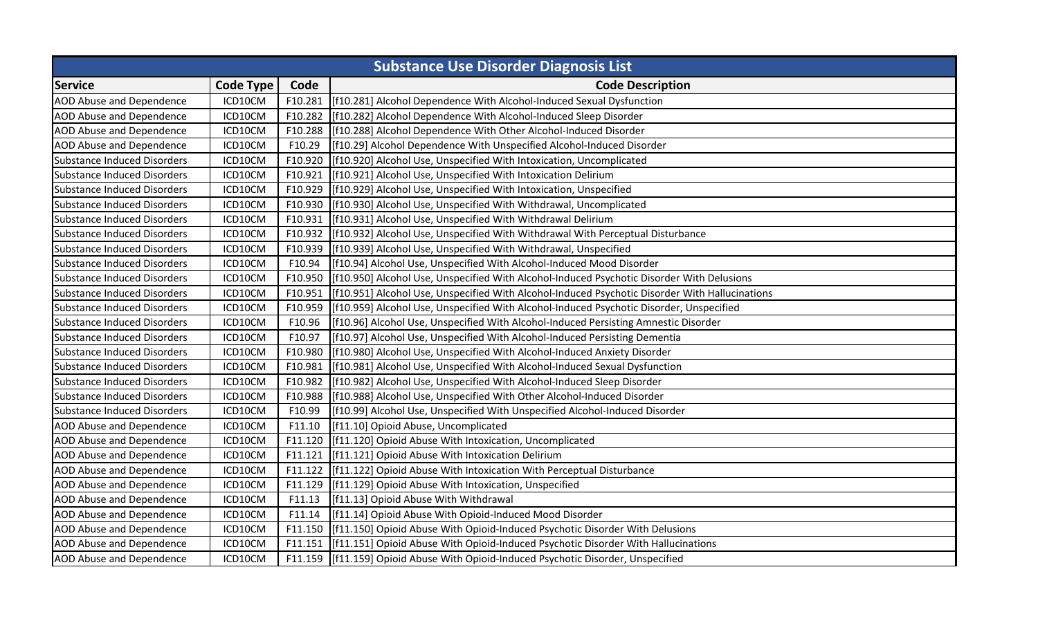| Substance Use Disorder Diagnosis List | | | |
|---|---|---|---|
| **Service** | **Code Type** | **Code** | **Code Description** |
| AOD Abuse and Dependence | ICD10CM | F10.281 | [f10.281] Alcohol Dependence With Alcohol-Induced Sexual Dysfunction |
| AOD Abuse and Dependence | ICD10CM | F10.282 | [f10.282] Alcohol Dependence With Alcohol-Induced Sleep Disorder |
| AOD Abuse and Dependence | ICD10CM | F10.288 | [f10.288] Alcohol Dependence With Other Alcohol-Induced Disorder |
| AOD Abuse and Dependence | ICD10CM | F10.29 | [f10.29] Alcohol Dependence With Unspecified Alcohol-Induced Disorder |
| Substance Induced Disorders | ICD10CM | F10.920 | [f10.920] Alcohol Use, Unspecified With Intoxication, Uncomplicated |
| Substance Induced Disorders | ICD10CM | F10.921 | [f10.921] Alcohol Use, Unspecified With Intoxication Delirium |
| Substance Induced Disorders | ICD10CM | F10.929 | [f10.929] Alcohol Use, Unspecified With Intoxication, Unspecified |
| Substance Induced Disorders | ICD10CM | F10.930 | [f10.930] Alcohol Use, Unspecified With Withdrawal, Uncomplicated |
| Substance Induced Disorders | ICD10CM | F10.931 | [f10.931] Alcohol Use, Unspecified With Withdrawal Delirium |
| Substance Induced Disorders | ICD10CM | F10.932 | [f10.932] Alcohol Use, Unspecified With Withdrawal With Perceptual Disturbance |
| Substance Induced Disorders | ICD10CM | F10.939 | [f10.939] Alcohol Use, Unspecified With Withdrawal, Unspecified |
| Substance Induced Disorders | ICD10CM | F10.94 | [f10.94] Alcohol Use, Unspecified With Alcohol-Induced Mood Disorder |
| Substance Induced Disorders | ICD10CM | F10.950 | [f10.950] Alcohol Use, Unspecified With Alcohol-Induced Psychotic Disorder With Delusions |
| Substance Induced Disorders | ICD10CM | F10.951 | [f10.951] Alcohol Use, Unspecified With Alcohol-Induced Psychotic Disorder With Hallucinations |
| Substance Induced Disorders | ICD10CM | F10.959 | [f10.959] Alcohol Use, Unspecified With Alcohol-Induced Psychotic Disorder, Unspecified |
| Substance Induced Disorders | ICD10CM | F10.96 | [f10.96] Alcohol Use, Unspecified With Alcohol-Induced Persisting Amnestic Disorder |
| Substance Induced Disorders | ICD10CM | F10.97 | [f10.97] Alcohol Use, Unspecified With Alcohol-Induced Persisting Dementia |
| Substance Induced Disorders | ICD10CM | F10.980 | [f10.980] Alcohol Use, Unspecified With Alcohol-Induced Anxiety Disorder |
| Substance Induced Disorders | ICD10CM | F10.981 | [f10.981] Alcohol Use, Unspecified With Alcohol-Induced Sexual Dysfunction |
| Substance Induced Disorders | ICD10CM | F10.982 | [f10.982] Alcohol Use, Unspecified With Alcohol-Induced Sleep Disorder |
| Substance Induced Disorders | ICD10CM | F10.988 | [f10.988] Alcohol Use, Unspecified With Other Alcohol-Induced Disorder |
| Substance Induced Disorders | ICD10CM | F10.99 | [f10.99] Alcohol Use, Unspecified With Unspecified Alcohol-Induced Disorder |
| AOD Abuse and Dependence | ICD10CM | F11.10 | [f11.10] Opioid Abuse, Uncomplicated |
| AOD Abuse and Dependence | ICD10CM | F11.120 | [f11.120] Opioid Abuse With Intoxication, Uncomplicated |
| AOD Abuse and Dependence | ICD10CM | F11.121 | [f11.121] Opioid Abuse With Intoxication Delirium |
| AOD Abuse and Dependence | ICD10CM | F11.122 | [f11.122] Opioid Abuse With Intoxication With Perceptual Disturbance |
| AOD Abuse and Dependence | ICD10CM | F11.129 | [f11.129] Opioid Abuse With Intoxication, Unspecified |
| AOD Abuse and Dependence | ICD10CM | F11.13 | [f11.13] Opioid Abuse With Withdrawal |
| AOD Abuse and Dependence | ICD10CM | F11.14 | [f11.14] Opioid Abuse With Opioid-Induced Mood Disorder |
| AOD Abuse and Dependence | ICD10CM | F11.150 | [f11.150] Opioid Abuse With Opioid-Induced Psychotic Disorder With Delusions |
| AOD Abuse and Dependence | ICD10CM | F11.151 | [f11.151] Opioid Abuse With Opioid-Induced Psychotic Disorder With Hallucinations |
| AOD Abuse and Dependence | ICD10CM | F11.159 | [f11.159] Opioid Abuse With Opioid-Induced Psychotic Disorder, Unspecified |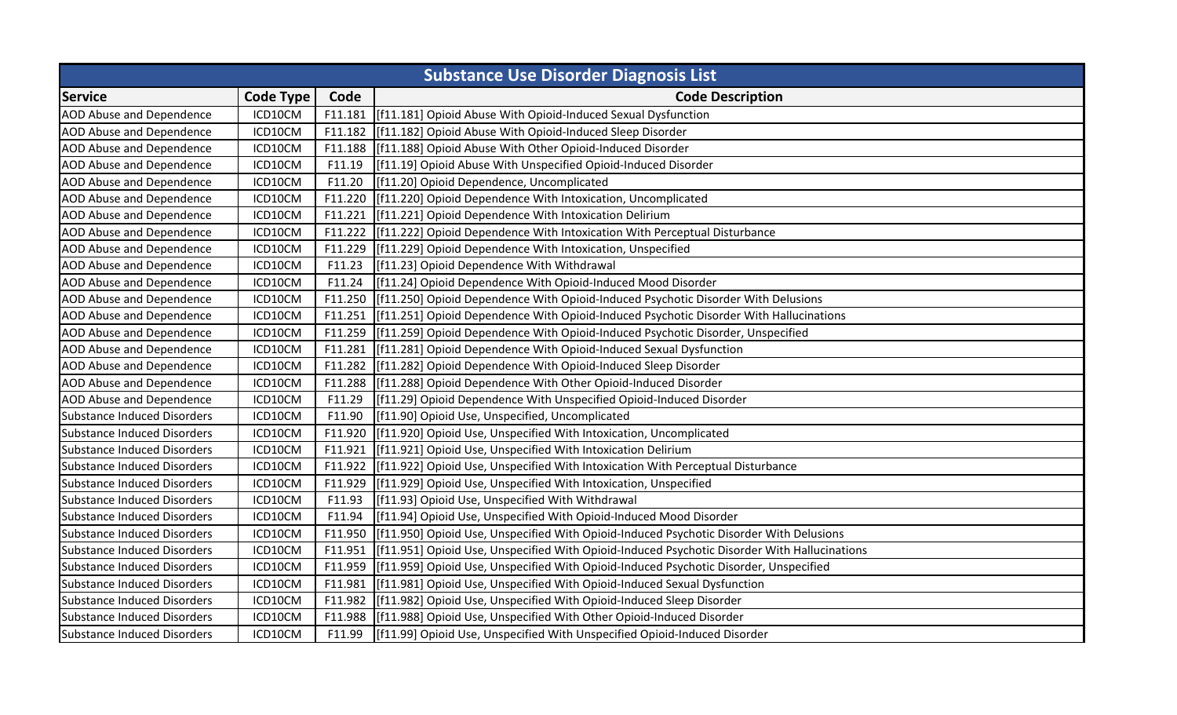| Substance Use Disorder Diagnosis List | | | |
|---|---|---|---|
| **Service** | **Code Type** | **Code** | **Code Description** |
| AOD Abuse and Dependence | ICD10CM | F11.181 | [f11.181] Opioid Abuse With Opioid-Induced Sexual Dysfunction |
| AOD Abuse and Dependence | ICD10CM | F11.182 | [f11.182] Opioid Abuse With Opioid-Induced Sleep Disorder |
| AOD Abuse and Dependence | ICD10CM | F11.188 | [f11.188] Opioid Abuse With Other Opioid-Induced Disorder |
| AOD Abuse and Dependence | ICD10CM | F11.19 | [f11.19] Opioid Abuse With Unspecified Opioid-Induced Disorder |
| AOD Abuse and Dependence | ICD10CM | F11.20 | [f11.20] Opioid Dependence, Uncomplicated |
| AOD Abuse and Dependence | ICD10CM | F11.220 | [f11.220] Opioid Dependence With Intoxication, Uncomplicated |
| AOD Abuse and Dependence | ICD10CM | F11.221 | [f11.221] Opioid Dependence With Intoxication Delirium |
| AOD Abuse and Dependence | ICD10CM | F11.222 | [f11.222] Opioid Dependence With Intoxication With Perceptual Disturbance |
| AOD Abuse and Dependence | ICD10CM | F11.229 | [f11.229] Opioid Dependence With Intoxication, Unspecified |
| AOD Abuse and Dependence | ICD10CM | F11.23 | [f11.23] Opioid Dependence With Withdrawal |
| AOD Abuse and Dependence | ICD10CM | F11.24 | [f11.24] Opioid Dependence With Opioid-Induced Mood Disorder |
| AOD Abuse and Dependence | ICD10CM | F11.250 | [f11.250] Opioid Dependence With Opioid-Induced Psychotic Disorder With Delusions |
| AOD Abuse and Dependence | ICD10CM | F11.251 | [f11.251] Opioid Dependence With Opioid-Induced Psychotic Disorder With Hallucinations |
| AOD Abuse and Dependence | ICD10CM | F11.259 | [f11.259] Opioid Dependence With Opioid-Induced Psychotic Disorder, Unspecified |
| AOD Abuse and Dependence | ICD10CM | F11.281 | [f11.281] Opioid Dependence With Opioid-Induced Sexual Dysfunction |
| AOD Abuse and Dependence | ICD10CM | F11.282 | [f11.282] Opioid Dependence With Opioid-Induced Sleep Disorder |
| AOD Abuse and Dependence | ICD10CM | F11.288 | [f11.288] Opioid Dependence With Other Opioid-Induced Disorder |
| AOD Abuse and Dependence | ICD10CM | F11.29 | [f11.29] Opioid Dependence With Unspecified Opioid-Induced Disorder |
| Substance Induced Disorders | ICD10CM | F11.90 | [f11.90] Opioid Use, Unspecified, Uncomplicated |
| Substance Induced Disorders | ICD10CM | F11.920 | [f11.920] Opioid Use, Unspecified With Intoxication, Uncomplicated |
| Substance Induced Disorders | ICD10CM | F11.921 | [f11.921] Opioid Use, Unspecified With Intoxication Delirium |
| Substance Induced Disorders | ICD10CM | F11.922 | [f11.922] Opioid Use, Unspecified With Intoxication With Perceptual Disturbance |
| Substance Induced Disorders | ICD10CM | F11.929 | [f11.929] Opioid Use, Unspecified With Intoxication, Unspecified |
| Substance Induced Disorders | ICD10CM | F11.93 | [f11.93] Opioid Use, Unspecified With Withdrawal |
| Substance Induced Disorders | ICD10CM | F11.94 | [f11.94] Opioid Use, Unspecified With Opioid-Induced Mood Disorder |
| Substance Induced Disorders | ICD10CM | F11.950 | [f11.950] Opioid Use, Unspecified With Opioid-Induced Psychotic Disorder With Delusions |
| Substance Induced Disorders | ICD10CM | F11.951 | [f11.951] Opioid Use, Unspecified With Opioid-Induced Psychotic Disorder With Hallucinations |
| Substance Induced Disorders | ICD10CM | F11.959 | [f11.959] Opioid Use, Unspecified With Opioid-Induced Psychotic Disorder, Unspecified |
| Substance Induced Disorders | ICD10CM | F11.981 | [f11.981] Opioid Use, Unspecified With Opioid-Induced Sexual Dysfunction |
| Substance Induced Disorders | ICD10CM | F11.982 | [f11.982] Opioid Use, Unspecified With Opioid-Induced Sleep Disorder |
| Substance Induced Disorders | ICD10CM | F11.988 | [f11.988] Opioid Use, Unspecified With Other Opioid-Induced Disorder |
| Substance Induced Disorders | ICD10CM | F11.99 | [f11.99] Opioid Use, Unspecified With Unspecified Opioid-Induced Disorder |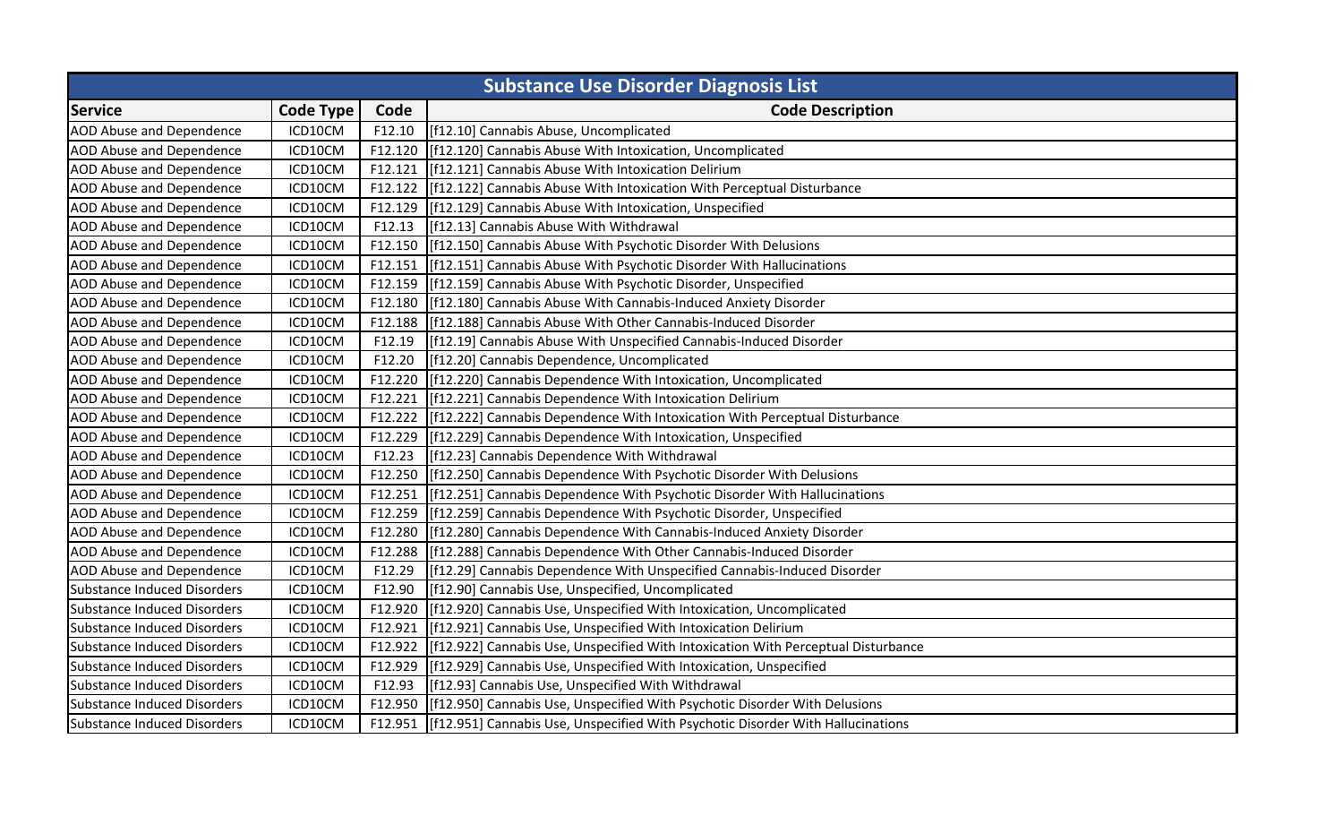| Substance Use Disorder Diagnosis List | | | |
|---|---|---|---|
| **Service** | **Code Type** | **Code** | **Code Description** |
| AOD Abuse and Dependence | ICD10CM | F12.10 | [f12.10] Cannabis Abuse, Uncomplicated |
| AOD Abuse and Dependence | ICD10CM | F12.120 | [f12.120] Cannabis Abuse With Intoxication, Uncomplicated |
| AOD Abuse and Dependence | ICD10CM | F12.121 | [f12.121] Cannabis Abuse With Intoxication Delirium |
| AOD Abuse and Dependence | ICD10CM | F12.122 | [f12.122] Cannabis Abuse With Intoxication With Perceptual Disturbance |
| AOD Abuse and Dependence | ICD10CM | F12.129 | [f12.129] Cannabis Abuse With Intoxication, Unspecified |
| AOD Abuse and Dependence | ICD10CM | F12.13 | [f12.13] Cannabis Abuse With Withdrawal |
| AOD Abuse and Dependence | ICD10CM | F12.150 | [f12.150] Cannabis Abuse With Psychotic Disorder With Delusions |
| AOD Abuse and Dependence | ICD10CM | F12.151 | [f12.151] Cannabis Abuse With Psychotic Disorder With Hallucinations |
| AOD Abuse and Dependence | ICD10CM | F12.159 | [f12.159] Cannabis Abuse With Psychotic Disorder, Unspecified |
| AOD Abuse and Dependence | ICD10CM | F12.180 | [f12.180] Cannabis Abuse With Cannabis-Induced Anxiety Disorder |
| AOD Abuse and Dependence | ICD10CM | F12.188 | [f12.188] Cannabis Abuse With Other Cannabis-Induced Disorder |
| AOD Abuse and Dependence | ICD10CM | F12.19 | [f12.19] Cannabis Abuse With Unspecified Cannabis-Induced Disorder |
| AOD Abuse and Dependence | ICD10CM | F12.20 | [f12.20] Cannabis Dependence, Uncomplicated |
| AOD Abuse and Dependence | ICD10CM | F12.220 | [f12.220] Cannabis Dependence With Intoxication, Uncomplicated |
| AOD Abuse and Dependence | ICD10CM | F12.221 | [f12.221] Cannabis Dependence With Intoxication Delirium |
| AOD Abuse and Dependence | ICD10CM | F12.222 | [f12.222] Cannabis Dependence With Intoxication With Perceptual Disturbance |
| AOD Abuse and Dependence | ICD10CM | F12.229 | [f12.229] Cannabis Dependence With Intoxication, Unspecified |
| AOD Abuse and Dependence | ICD10CM | F12.23 | [f12.23] Cannabis Dependence With Withdrawal |
| AOD Abuse and Dependence | ICD10CM | F12.250 | [f12.250] Cannabis Dependence With Psychotic Disorder With Delusions |
| AOD Abuse and Dependence | ICD10CM | F12.251 | [f12.251] Cannabis Dependence With Psychotic Disorder With Hallucinations |
| AOD Abuse and Dependence | ICD10CM | F12.259 | [f12.259] Cannabis Dependence With Psychotic Disorder, Unspecified |
| AOD Abuse and Dependence | ICD10CM | F12.280 | [f12.280] Cannabis Dependence With Cannabis-Induced Anxiety Disorder |
| AOD Abuse and Dependence | ICD10CM | F12.288 | [f12.288] Cannabis Dependence With Other Cannabis-Induced Disorder |
| AOD Abuse and Dependence | ICD10CM | F12.29 | [f12.29] Cannabis Dependence With Unspecified Cannabis-Induced Disorder |
| Substance Induced Disorders | ICD10CM | F12.90 | [f12.90] Cannabis Use, Unspecified, Uncomplicated |
| Substance Induced Disorders | ICD10CM | F12.920 | [f12.920] Cannabis Use, Unspecified With Intoxication, Uncomplicated |
| Substance Induced Disorders | ICD10CM | F12.921 | [f12.921] Cannabis Use, Unspecified With Intoxication Delirium |
| Substance Induced Disorders | ICD10CM | F12.922 | [f12.922] Cannabis Use, Unspecified With Intoxication With Perceptual Disturbance |
| Substance Induced Disorders | ICD10CM | F12.929 | [f12.929] Cannabis Use, Unspecified With Intoxication, Unspecified |
| Substance Induced Disorders | ICD10CM | F12.93 | [f12.93] Cannabis Use, Unspecified With Withdrawal |
| Substance Induced Disorders | ICD10CM | F12.950 | [f12.950] Cannabis Use, Unspecified With Psychotic Disorder With Delusions |
| Substance Induced Disorders | ICD10CM | F12.951 | [f12.951] Cannabis Use, Unspecified With Psychotic Disorder With Hallucinations |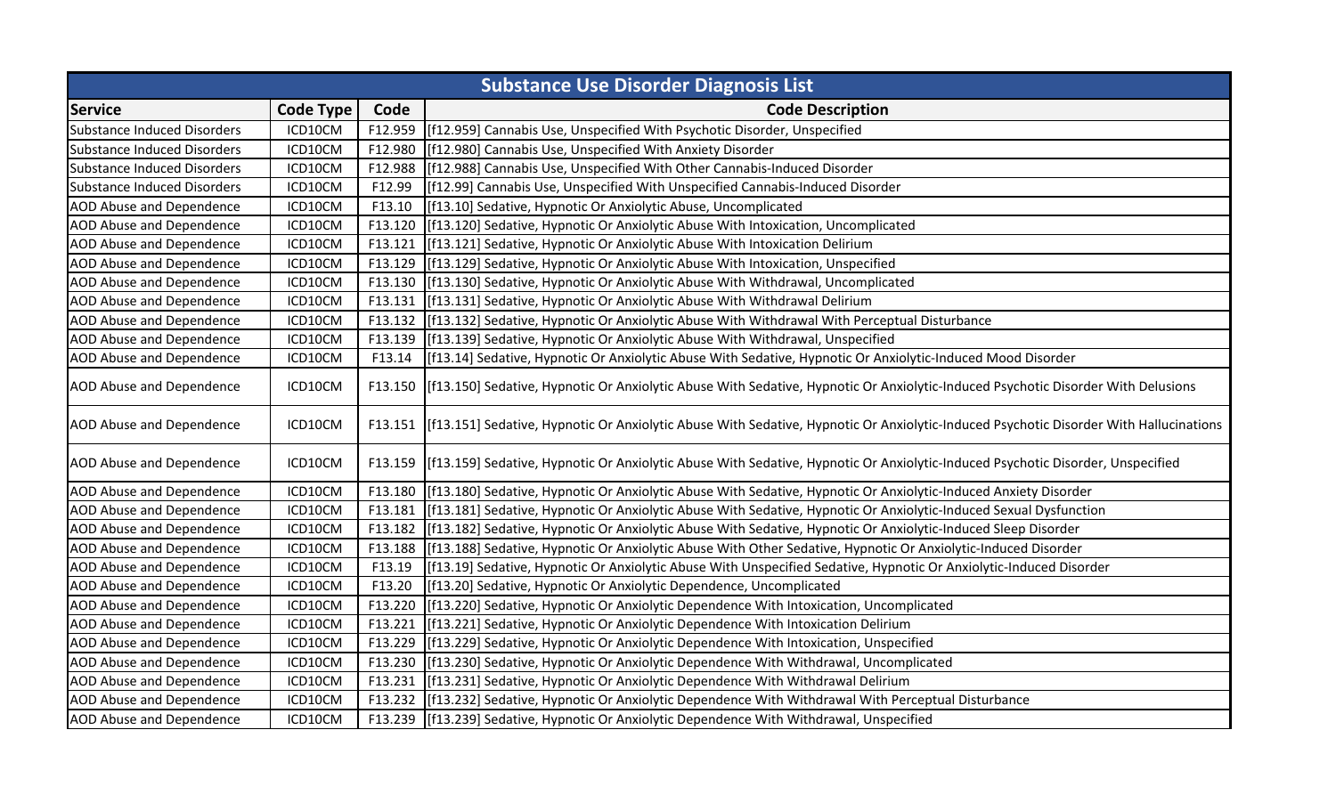| Substance Use Disorder Diagnosis List | | | |
|---|---|---|---|
| **Service** | **Code Type** | **Code** | **Code Description** |
| Substance Induced Disorders | ICD10CM | F12.959 | [f12.959] Cannabis Use, Unspecified With Psychotic Disorder, Unspecified |
| Substance Induced Disorders | ICD10CM | F12.980 | [f12.980] Cannabis Use, Unspecified With Anxiety Disorder |
| Substance Induced Disorders | ICD10CM | F12.988 | [f12.988] Cannabis Use, Unspecified With Other Cannabis-Induced Disorder |
| Substance Induced Disorders | ICD10CM | F12.99 | [f12.99] Cannabis Use, Unspecified With Unspecified Cannabis-Induced Disorder |
| AOD Abuse and Dependence | ICD10CM | F13.10 | [f13.10] Sedative, Hypnotic Or Anxiolytic Abuse, Uncomplicated |
| AOD Abuse and Dependence | ICD10CM | F13.120 | [f13.120] Sedative, Hypnotic Or Anxiolytic Abuse With Intoxication, Uncomplicated |
| AOD Abuse and Dependence | ICD10CM | F13.121 | [f13.121] Sedative, Hypnotic Or Anxiolytic Abuse With Intoxication Delirium |
| AOD Abuse and Dependence | ICD10CM | F13.129 | [f13.129] Sedative, Hypnotic Or Anxiolytic Abuse With Intoxication, Unspecified |
| AOD Abuse and Dependence | ICD10CM | F13.130 | [f13.130] Sedative, Hypnotic Or Anxiolytic Abuse With Withdrawal, Uncomplicated |
| AOD Abuse and Dependence | ICD10CM | F13.131 | [f13.131] Sedative, Hypnotic Or Anxiolytic Abuse With Withdrawal Delirium |
| AOD Abuse and Dependence | ICD10CM | F13.132 | [f13.132] Sedative, Hypnotic Or Anxiolytic Abuse With Withdrawal With Perceptual Disturbance |
| AOD Abuse and Dependence | ICD10CM | F13.139 | [f13.139] Sedative, Hypnotic Or Anxiolytic Abuse With Withdrawal, Unspecified |
| AOD Abuse and Dependence | ICD10CM | F13.14 | [f13.14] Sedative, Hypnotic Or Anxiolytic Abuse With Sedative, Hypnotic Or Anxiolytic-Induced Mood Disorder |
| AOD Abuse and Dependence | ICD10CM | F13.150 | [f13.150] Sedative, Hypnotic Or Anxiolytic Abuse With Sedative, Hypnotic Or Anxiolytic-Induced Psychotic Disorder With Delusions |
| AOD Abuse and Dependence | ICD10CM | F13.151 | [f13.151] Sedative, Hypnotic Or Anxiolytic Abuse With Sedative, Hypnotic Or Anxiolytic-Induced Psychotic Disorder With Hallucinations |
| AOD Abuse and Dependence | ICD10CM | F13.159 | [f13.159] Sedative, Hypnotic Or Anxiolytic Abuse With Sedative, Hypnotic Or Anxiolytic-Induced Psychotic Disorder, Unspecified |
| AOD Abuse and Dependence | ICD10CM | F13.180 | [f13.180] Sedative, Hypnotic Or Anxiolytic Abuse With Sedative, Hypnotic Or Anxiolytic-Induced Anxiety Disorder |
| AOD Abuse and Dependence | ICD10CM | F13.181 | [f13.181] Sedative, Hypnotic Or Anxiolytic Abuse With Sedative, Hypnotic Or Anxiolytic-Induced Sexual Dysfunction |
| AOD Abuse and Dependence | ICD10CM | F13.182 | [f13.182] Sedative, Hypnotic Or Anxiolytic Abuse With Sedative, Hypnotic Or Anxiolytic-Induced Sleep Disorder |
| AOD Abuse and Dependence | ICD10CM | F13.188 | [f13.188] Sedative, Hypnotic Or Anxiolytic Abuse With Other Sedative, Hypnotic Or Anxiolytic-Induced Disorder |
| AOD Abuse and Dependence | ICD10CM | F13.19 | [f13.19] Sedative, Hypnotic Or Anxiolytic Abuse With Unspecified Sedative, Hypnotic Or Anxiolytic-Induced Disorder |
| AOD Abuse and Dependence | ICD10CM | F13.20 | [f13.20] Sedative, Hypnotic Or Anxiolytic Dependence, Uncomplicated |
| AOD Abuse and Dependence | ICD10CM | F13.220 | [f13.220] Sedative, Hypnotic Or Anxiolytic Dependence With Intoxication, Uncomplicated |
| AOD Abuse and Dependence | ICD10CM | F13.221 | [f13.221] Sedative, Hypnotic Or Anxiolytic Dependence With Intoxication Delirium |
| AOD Abuse and Dependence | ICD10CM | F13.229 | [f13.229] Sedative, Hypnotic Or Anxiolytic Dependence With Intoxication, Unspecified |
| AOD Abuse and Dependence | ICD10CM | F13.230 | [f13.230] Sedative, Hypnotic Or Anxiolytic Dependence With Withdrawal, Uncomplicated |
| AOD Abuse and Dependence | ICD10CM | F13.231 | [f13.231] Sedative, Hypnotic Or Anxiolytic Dependence With Withdrawal Delirium |
| AOD Abuse and Dependence | ICD10CM | F13.232 | [f13.232] Sedative, Hypnotic Or Anxiolytic Dependence With Withdrawal With Perceptual Disturbance |
| AOD Abuse and Dependence | ICD10CM | F13.239 | [f13.239] Sedative, Hypnotic Or Anxiolytic Dependence With Withdrawal, Unspecified |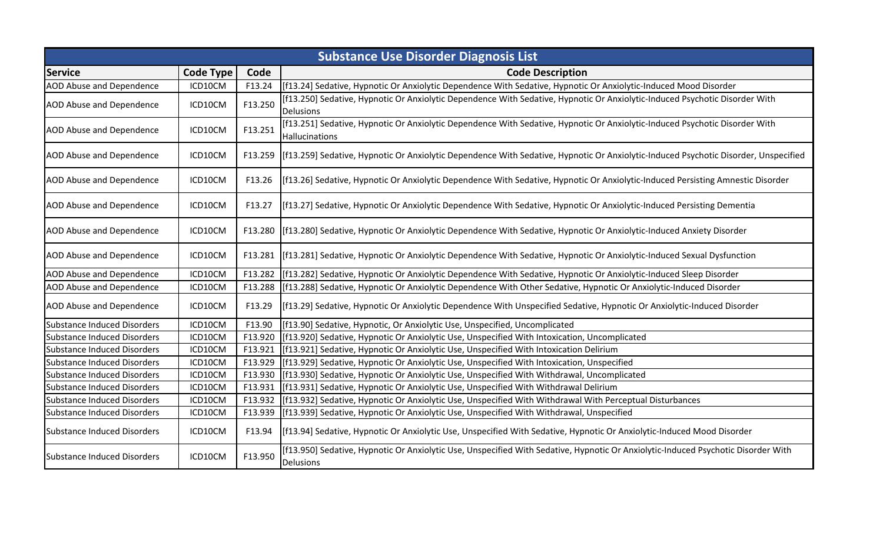| Substance Use Disorder Diagnosis List | | | |
|---|---|---|---|
| **Service** | **Code Type** | **Code** | **Code Description** |
| AOD Abuse and Dependence | ICD10CM | F13.24 | [f13.24] Sedative, Hypnotic Or Anxiolytic Dependence With Sedative, Hypnotic Or Anxiolytic-Induced Mood Disorder |
| AOD Abuse and Dependence | ICD10CM | F13.250 | [f13.250] Sedative, Hypnotic Or Anxiolytic Dependence With Sedative, Hypnotic Or Anxiolytic-Induced Psychotic Disorder With Delusions |
| AOD Abuse and Dependence | ICD10CM | F13.251 | [f13.251] Sedative, Hypnotic Or Anxiolytic Dependence With Sedative, Hypnotic Or Anxiolytic-Induced Psychotic Disorder With Hallucinations |
| AOD Abuse and Dependence | ICD10CM | F13.259 | [f13.259] Sedative, Hypnotic Or Anxiolytic Dependence With Sedative, Hypnotic Or Anxiolytic-Induced Psychotic Disorder, Unspecified |
| AOD Abuse and Dependence | ICD10CM | F13.26 | [f13.26] Sedative, Hypnotic Or Anxiolytic Dependence With Sedative, Hypnotic Or Anxiolytic-Induced Persisting Amnestic Disorder |
| AOD Abuse and Dependence | ICD10CM | F13.27 | [f13.27] Sedative, Hypnotic Or Anxiolytic Dependence With Sedative, Hypnotic Or Anxiolytic-Induced Persisting Dementia |
| AOD Abuse and Dependence | ICD10CM | F13.280 | [f13.280] Sedative, Hypnotic Or Anxiolytic Dependence With Sedative, Hypnotic Or Anxiolytic-Induced Anxiety Disorder |
| AOD Abuse and Dependence | ICD10CM | F13.281 | [f13.281] Sedative, Hypnotic Or Anxiolytic Dependence With Sedative, Hypnotic Or Anxiolytic-Induced Sexual Dysfunction |
| AOD Abuse and Dependence | ICD10CM | F13.282 | [f13.282] Sedative, Hypnotic Or Anxiolytic Dependence With Sedative, Hypnotic Or Anxiolytic-Induced Sleep Disorder |
| AOD Abuse and Dependence | ICD10CM | F13.288 | [f13.288] Sedative, Hypnotic Or Anxiolytic Dependence With Other Sedative, Hypnotic Or Anxiolytic-Induced Disorder |
| AOD Abuse and Dependence | ICD10CM | F13.29 | [f13.29] Sedative, Hypnotic Or Anxiolytic Dependence With Unspecified Sedative, Hypnotic Or Anxiolytic-Induced Disorder |
| Substance Induced Disorders | ICD10CM | F13.90 | [f13.90] Sedative, Hypnotic, Or Anxiolytic Use, Unspecified, Uncomplicated |
| Substance Induced Disorders | ICD10CM | F13.920 | [f13.920] Sedative, Hypnotic Or Anxiolytic Use, Unspecified With Intoxication, Uncomplicated |
| Substance Induced Disorders | ICD10CM | F13.921 | [f13.921] Sedative, Hypnotic Or Anxiolytic Use, Unspecified With Intoxication Delirium |
| Substance Induced Disorders | ICD10CM | F13.929 | [f13.929] Sedative, Hypnotic Or Anxiolytic Use, Unspecified With Intoxication, Unspecified |
| Substance Induced Disorders | ICD10CM | F13.930 | [f13.930] Sedative, Hypnotic Or Anxiolytic Use, Unspecified With Withdrawal, Uncomplicated |
| Substance Induced Disorders | ICD10CM | F13.931 | [f13.931] Sedative, Hypnotic Or Anxiolytic Use, Unspecified With Withdrawal Delirium |
| Substance Induced Disorders | ICD10CM | F13.932 | [f13.932] Sedative, Hypnotic Or Anxiolytic Use, Unspecified With Withdrawal With Perceptual Disturbances |
| Substance Induced Disorders | ICD10CM | F13.939 | [f13.939] Sedative, Hypnotic Or Anxiolytic Use, Unspecified With Withdrawal, Unspecified |
| Substance Induced Disorders | ICD10CM | F13.94 | [f13.94] Sedative, Hypnotic Or Anxiolytic Use, Unspecified With Sedative, Hypnotic Or Anxiolytic-Induced Mood Disorder |
| Substance Induced Disorders | ICD10CM | F13.950 | [f13.950] Sedative, Hypnotic Or Anxiolytic Use, Unspecified With Sedative, Hypnotic Or Anxiolytic-Induced Psychotic Disorder With Delusions |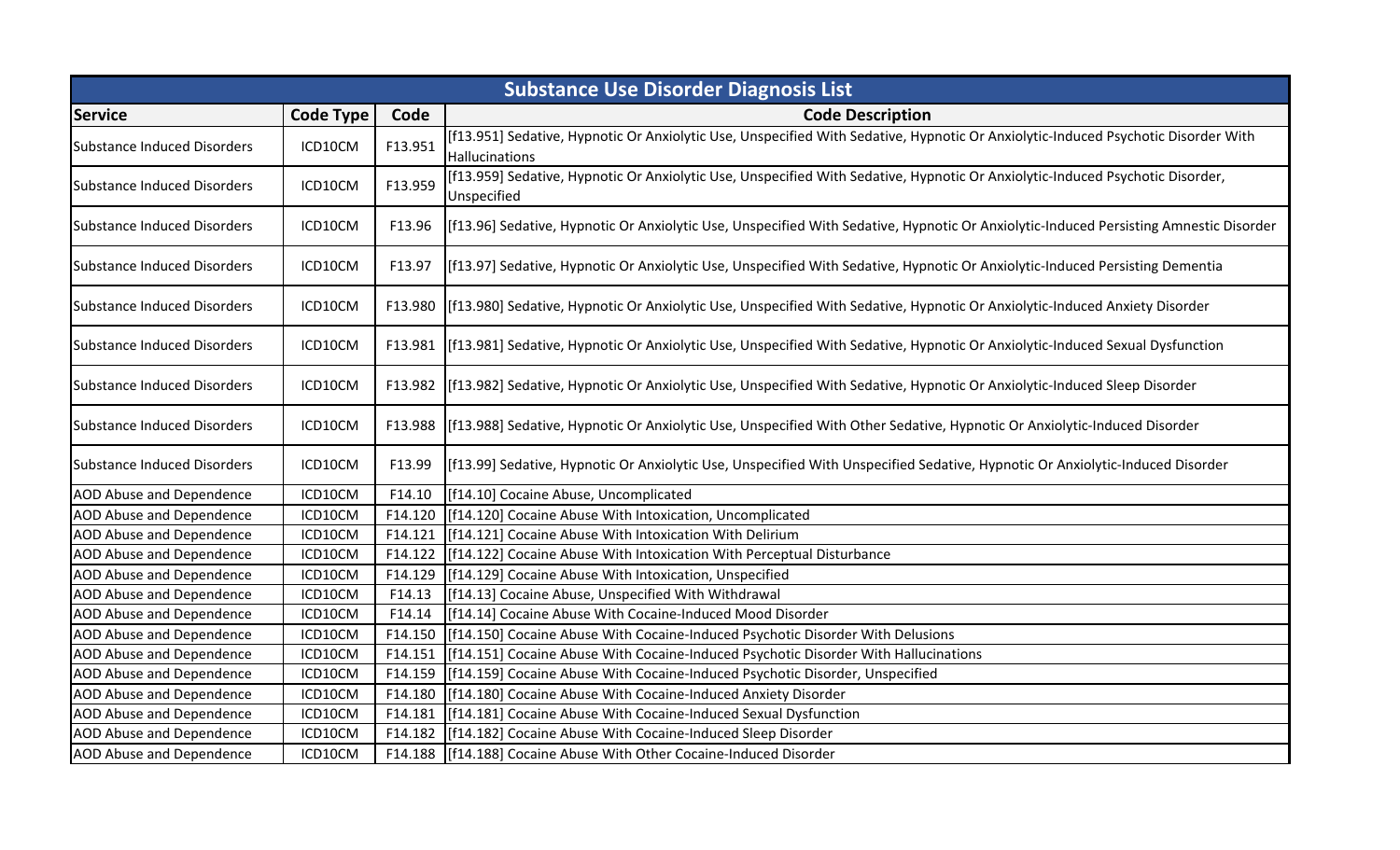| Substance Use Disorder Diagnosis List | | | |
|---|---|---|---|
| **Service** | **Code Type** | **Code** | **Code Description** |
| Substance Induced Disorders | ICD10CM | F13.951 | [f13.951] Sedative, Hypnotic Or Anxiolytic Use, Unspecified With Sedative, Hypnotic Or Anxiolytic-Induced Psychotic Disorder With Hallucinations |
| Substance Induced Disorders | ICD10CM | F13.959 | [f13.959] Sedative, Hypnotic Or Anxiolytic Use, Unspecified With Sedative, Hypnotic Or Anxiolytic-Induced Psychotic Disorder, Unspecified |
| Substance Induced Disorders | ICD10CM | F13.96 | [f13.96] Sedative, Hypnotic Or Anxiolytic Use, Unspecified With Sedative, Hypnotic Or Anxiolytic-Induced Persisting Amnestic Disorder |
| Substance Induced Disorders | ICD10CM | F13.97 | [f13.97] Sedative, Hypnotic Or Anxiolytic Use, Unspecified With Sedative, Hypnotic Or Anxiolytic-Induced Persisting Dementia |
| Substance Induced Disorders | ICD10CM | F13.980 | [f13.980] Sedative, Hypnotic Or Anxiolytic Use, Unspecified With Sedative, Hypnotic Or Anxiolytic-Induced Anxiety Disorder |
| Substance Induced Disorders | ICD10CM | F13.981 | [f13.981] Sedative, Hypnotic Or Anxiolytic Use, Unspecified With Sedative, Hypnotic Or Anxiolytic-Induced Sexual Dysfunction |
| Substance Induced Disorders | ICD10CM | F13.982 | [f13.982] Sedative, Hypnotic Or Anxiolytic Use, Unspecified With Sedative, Hypnotic Or Anxiolytic-Induced Sleep Disorder |
| Substance Induced Disorders | ICD10CM | F13.988 | [f13.988] Sedative, Hypnotic Or Anxiolytic Use, Unspecified With Other Sedative, Hypnotic Or Anxiolytic-Induced Disorder |
| Substance Induced Disorders | ICD10CM | F13.99 | [f13.99] Sedative, Hypnotic Or Anxiolytic Use, Unspecified With Unspecified Sedative, Hypnotic Or Anxiolytic-Induced Disorder |
| AOD Abuse and Dependence | ICD10CM | F14.10 | [f14.10] Cocaine Abuse, Uncomplicated |
| AOD Abuse and Dependence | ICD10CM | F14.120 | [f14.120] Cocaine Abuse With Intoxication, Uncomplicated |
| AOD Abuse and Dependence | ICD10CM | F14.121 | [f14.121] Cocaine Abuse With Intoxication With Delirium |
| AOD Abuse and Dependence | ICD10CM | F14.122 | [f14.122] Cocaine Abuse With Intoxication With Perceptual Disturbance |
| AOD Abuse and Dependence | ICD10CM | F14.129 | [f14.129] Cocaine Abuse With Intoxication, Unspecified |
| AOD Abuse and Dependence | ICD10CM | F14.13 | [f14.13] Cocaine Abuse, Unspecified With Withdrawal |
| AOD Abuse and Dependence | ICD10CM | F14.14 | [f14.14] Cocaine Abuse With Cocaine-Induced Mood Disorder |
| AOD Abuse and Dependence | ICD10CM | F14.150 | [f14.150] Cocaine Abuse With Cocaine-Induced Psychotic Disorder With Delusions |
| AOD Abuse and Dependence | ICD10CM | F14.151 | [f14.151] Cocaine Abuse With Cocaine-Induced Psychotic Disorder With Hallucinations |
| AOD Abuse and Dependence | ICD10CM | F14.159 | [f14.159] Cocaine Abuse With Cocaine-Induced Psychotic Disorder, Unspecified |
| AOD Abuse and Dependence | ICD10CM | F14.180 | [f14.180] Cocaine Abuse With Cocaine-Induced Anxiety Disorder |
| AOD Abuse and Dependence | ICD10CM | F14.181 | [f14.181] Cocaine Abuse With Cocaine-Induced Sexual Dysfunction |
| AOD Abuse and Dependence | ICD10CM | F14.182 | [f14.182] Cocaine Abuse With Cocaine-Induced Sleep Disorder |
| AOD Abuse and Dependence | ICD10CM | F14.188 | [f14.188] Cocaine Abuse With Other Cocaine-Induced Disorder |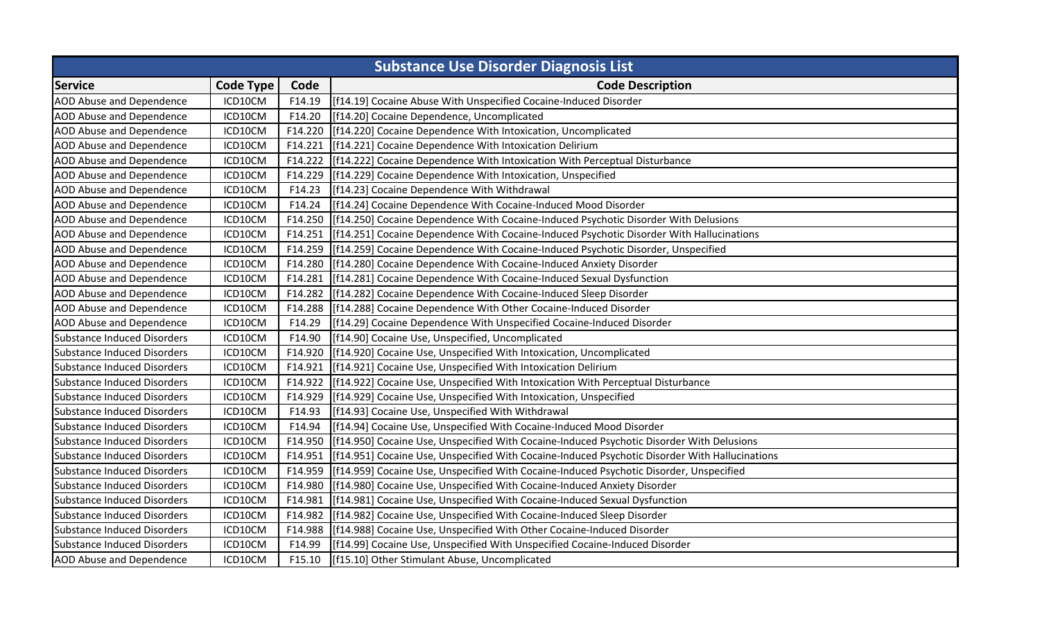| Substance Use Disorder Diagnosis List | | | |
|---|---|---|---|
| **Service** | **Code Type** | **Code** | **Code Description** |
| AOD Abuse and Dependence | ICD10CM | F14.19 | [f14.19] Cocaine Abuse With Unspecified Cocaine-Induced Disorder |
| AOD Abuse and Dependence | ICD10CM | F14.20 | [f14.20] Cocaine Dependence, Uncomplicated |
| AOD Abuse and Dependence | ICD10CM | F14.220 | [f14.220] Cocaine Dependence With Intoxication, Uncomplicated |
| AOD Abuse and Dependence | ICD10CM | F14.221 | [f14.221] Cocaine Dependence With Intoxication Delirium |
| AOD Abuse and Dependence | ICD10CM | F14.222 | [f14.222] Cocaine Dependence With Intoxication With Perceptual Disturbance |
| AOD Abuse and Dependence | ICD10CM | F14.229 | [f14.229] Cocaine Dependence With Intoxication, Unspecified |
| AOD Abuse and Dependence | ICD10CM | F14.23 | [f14.23] Cocaine Dependence With Withdrawal |
| AOD Abuse and Dependence | ICD10CM | F14.24 | [f14.24] Cocaine Dependence With Cocaine-Induced Mood Disorder |
| AOD Abuse and Dependence | ICD10CM | F14.250 | [f14.250] Cocaine Dependence With Cocaine-Induced Psychotic Disorder With Delusions |
| AOD Abuse and Dependence | ICD10CM | F14.251 | [f14.251] Cocaine Dependence With Cocaine-Induced Psychotic Disorder With Hallucinations |
| AOD Abuse and Dependence | ICD10CM | F14.259 | [f14.259] Cocaine Dependence With Cocaine-Induced Psychotic Disorder, Unspecified |
| AOD Abuse and Dependence | ICD10CM | F14.280 | [f14.280] Cocaine Dependence With Cocaine-Induced Anxiety Disorder |
| AOD Abuse and Dependence | ICD10CM | F14.281 | [f14.281] Cocaine Dependence With Cocaine-Induced Sexual Dysfunction |
| AOD Abuse and Dependence | ICD10CM | F14.282 | [f14.282] Cocaine Dependence With Cocaine-Induced Sleep Disorder |
| AOD Abuse and Dependence | ICD10CM | F14.288 | [f14.288] Cocaine Dependence With Other Cocaine-Induced Disorder |
| AOD Abuse and Dependence | ICD10CM | F14.29 | [f14.29] Cocaine Dependence With Unspecified Cocaine-Induced Disorder |
| Substance Induced Disorders | ICD10CM | F14.90 | [f14.90] Cocaine Use, Unspecified, Uncomplicated |
| Substance Induced Disorders | ICD10CM | F14.920 | [f14.920] Cocaine Use, Unspecified With Intoxication, Uncomplicated |
| Substance Induced Disorders | ICD10CM | F14.921 | [f14.921] Cocaine Use, Unspecified With Intoxication Delirium |
| Substance Induced Disorders | ICD10CM | F14.922 | [f14.922] Cocaine Use, Unspecified With Intoxication With Perceptual Disturbance |
| Substance Induced Disorders | ICD10CM | F14.929 | [f14.929] Cocaine Use, Unspecified With Intoxication, Unspecified |
| Substance Induced Disorders | ICD10CM | F14.93 | [f14.93] Cocaine Use, Unspecified With Withdrawal |
| Substance Induced Disorders | ICD10CM | F14.94 | [f14.94] Cocaine Use, Unspecified With Cocaine-Induced Mood Disorder |
| Substance Induced Disorders | ICD10CM | F14.950 | [f14.950] Cocaine Use, Unspecified With Cocaine-Induced Psychotic Disorder With Delusions |
| Substance Induced Disorders | ICD10CM | F14.951 | [f14.951] Cocaine Use, Unspecified With Cocaine-Induced Psychotic Disorder With Hallucinations |
| Substance Induced Disorders | ICD10CM | F14.959 | [f14.959] Cocaine Use, Unspecified With Cocaine-Induced Psychotic Disorder, Unspecified |
| Substance Induced Disorders | ICD10CM | F14.980 | [f14.980] Cocaine Use, Unspecified With Cocaine-Induced Anxiety Disorder |
| Substance Induced Disorders | ICD10CM | F14.981 | [f14.981] Cocaine Use, Unspecified With Cocaine-Induced Sexual Dysfunction |
| Substance Induced Disorders | ICD10CM | F14.982 | [f14.982] Cocaine Use, Unspecified With Cocaine-Induced Sleep Disorder |
| Substance Induced Disorders | ICD10CM | F14.988 | [f14.988] Cocaine Use, Unspecified With Other Cocaine-Induced Disorder |
| Substance Induced Disorders | ICD10CM | F14.99 | [f14.99] Cocaine Use, Unspecified With Unspecified Cocaine-Induced Disorder |
| AOD Abuse and Dependence | ICD10CM | F15.10 | [f15.10] Other Stimulant Abuse, Uncomplicated |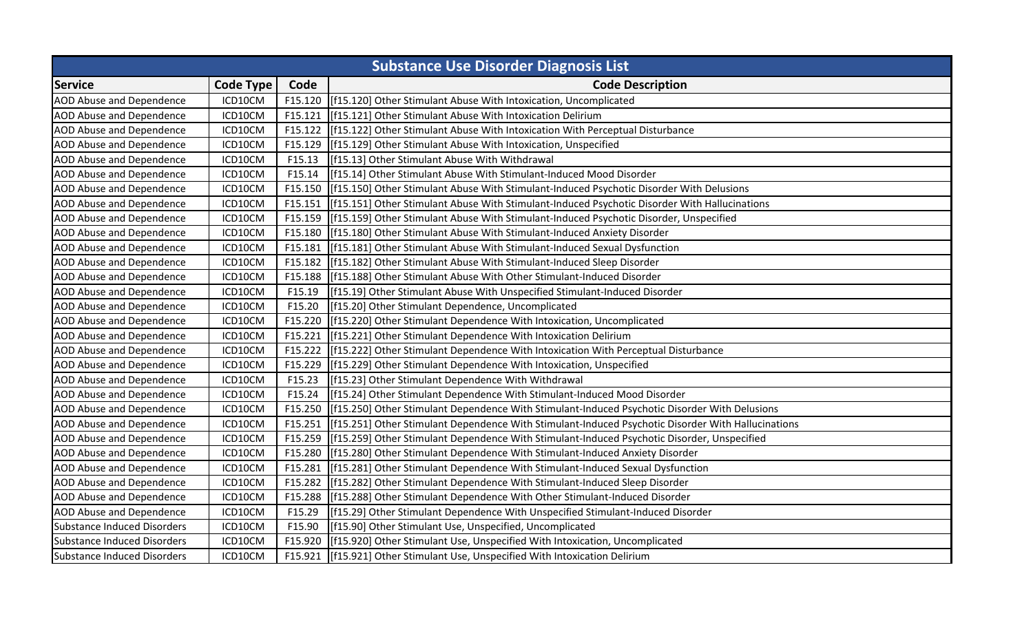| Substance Use Disorder Diagnosis List | | | |
|---|---|---|---|
| **Service** | **Code Type** | **Code** | **Code Description** |
| AOD Abuse and Dependence | ICD10CM | F15.120 | [f15.120] Other Stimulant Abuse With Intoxication, Uncomplicated |
| AOD Abuse and Dependence | ICD10CM | F15.121 | [f15.121] Other Stimulant Abuse With Intoxication Delirium |
| AOD Abuse and Dependence | ICD10CM | F15.122 | [f15.122] Other Stimulant Abuse With Intoxication With Perceptual Disturbance |
| AOD Abuse and Dependence | ICD10CM | F15.129 | [f15.129] Other Stimulant Abuse With Intoxication, Unspecified |
| AOD Abuse and Dependence | ICD10CM | F15.13 | [f15.13] Other Stimulant Abuse With Withdrawal |
| AOD Abuse and Dependence | ICD10CM | F15.14 | [f15.14] Other Stimulant Abuse With Stimulant-Induced Mood Disorder |
| AOD Abuse and Dependence | ICD10CM | F15.150 | [f15.150] Other Stimulant Abuse With Stimulant-Induced Psychotic Disorder With Delusions |
| AOD Abuse and Dependence | ICD10CM | F15.151 | [f15.151] Other Stimulant Abuse With Stimulant-Induced Psychotic Disorder With Hallucinations |
| AOD Abuse and Dependence | ICD10CM | F15.159 | [f15.159] Other Stimulant Abuse With Stimulant-Induced Psychotic Disorder, Unspecified |
| AOD Abuse and Dependence | ICD10CM | F15.180 | [f15.180] Other Stimulant Abuse With Stimulant-Induced Anxiety Disorder |
| AOD Abuse and Dependence | ICD10CM | F15.181 | [f15.181] Other Stimulant Abuse With Stimulant-Induced Sexual Dysfunction |
| AOD Abuse and Dependence | ICD10CM | F15.182 | [f15.182] Other Stimulant Abuse With Stimulant-Induced Sleep Disorder |
| AOD Abuse and Dependence | ICD10CM | F15.188 | [f15.188] Other Stimulant Abuse With Other Stimulant-Induced Disorder |
| AOD Abuse and Dependence | ICD10CM | F15.19 | [f15.19] Other Stimulant Abuse With Unspecified Stimulant-Induced Disorder |
| AOD Abuse and Dependence | ICD10CM | F15.20 | [f15.20] Other Stimulant Dependence, Uncomplicated |
| AOD Abuse and Dependence | ICD10CM | F15.220 | [f15.220] Other Stimulant Dependence With Intoxication, Uncomplicated |
| AOD Abuse and Dependence | ICD10CM | F15.221 | [f15.221] Other Stimulant Dependence With Intoxication Delirium |
| AOD Abuse and Dependence | ICD10CM | F15.222 | [f15.222] Other Stimulant Dependence With Intoxication With Perceptual Disturbance |
| AOD Abuse and Dependence | ICD10CM | F15.229 | [f15.229] Other Stimulant Dependence With Intoxication, Unspecified |
| AOD Abuse and Dependence | ICD10CM | F15.23 | [f15.23] Other Stimulant Dependence With Withdrawal |
| AOD Abuse and Dependence | ICD10CM | F15.24 | [f15.24] Other Stimulant Dependence With Stimulant-Induced Mood Disorder |
| AOD Abuse and Dependence | ICD10CM | F15.250 | [f15.250] Other Stimulant Dependence With Stimulant-Induced Psychotic Disorder With Delusions |
| AOD Abuse and Dependence | ICD10CM | F15.251 | [f15.251] Other Stimulant Dependence With Stimulant-Induced Psychotic Disorder With Hallucinations |
| AOD Abuse and Dependence | ICD10CM | F15.259 | [f15.259] Other Stimulant Dependence With Stimulant-Induced Psychotic Disorder, Unspecified |
| AOD Abuse and Dependence | ICD10CM | F15.280 | [f15.280] Other Stimulant Dependence With Stimulant-Induced Anxiety Disorder |
| AOD Abuse and Dependence | ICD10CM | F15.281 | [f15.281] Other Stimulant Dependence With Stimulant-Induced Sexual Dysfunction |
| AOD Abuse and Dependence | ICD10CM | F15.282 | [f15.282] Other Stimulant Dependence With Stimulant-Induced Sleep Disorder |
| AOD Abuse and Dependence | ICD10CM | F15.288 | [f15.288] Other Stimulant Dependence With Other Stimulant-Induced Disorder |
| AOD Abuse and Dependence | ICD10CM | F15.29 | [f15.29] Other Stimulant Dependence With Unspecified Stimulant-Induced Disorder |
| Substance Induced Disorders | ICD10CM | F15.90 | [f15.90] Other Stimulant Use, Unspecified, Uncomplicated |
| Substance Induced Disorders | ICD10CM | F15.920 | [f15.920] Other Stimulant Use, Unspecified With Intoxication, Uncomplicated |
| Substance Induced Disorders | ICD10CM | F15.921 | [f15.921] Other Stimulant Use, Unspecified With Intoxication Delirium |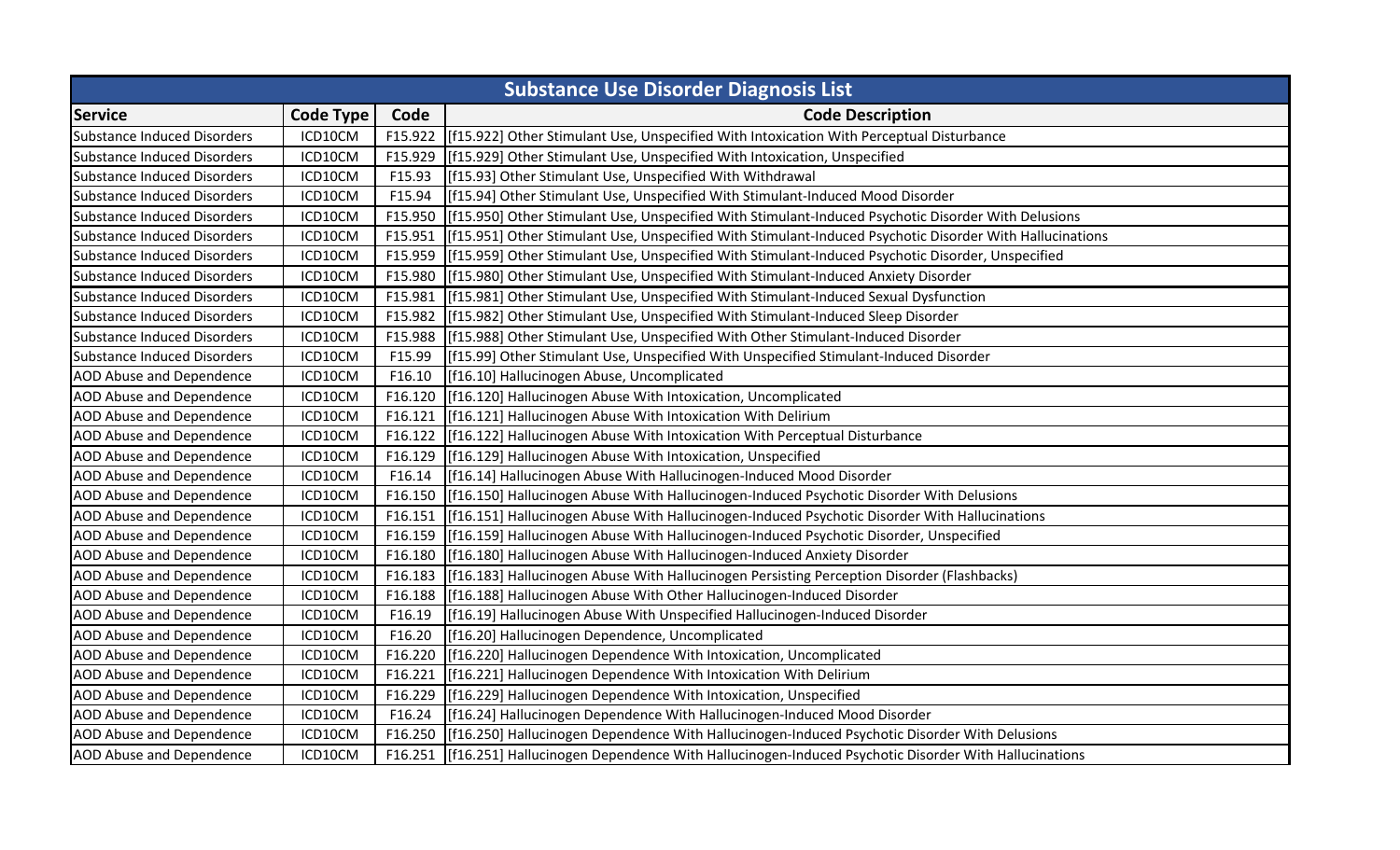| Substance Use Disorder Diagnosis List | | | |
|---|---|---|---|
| **Service** | **Code Type** | **Code** | **Code Description** |
| Substance Induced Disorders | ICD10CM | F15.922 | [f15.922] Other Stimulant Use, Unspecified With Intoxication With Perceptual Disturbance |
| Substance Induced Disorders | ICD10CM | F15.929 | [f15.929] Other Stimulant Use, Unspecified With Intoxication, Unspecified |
| Substance Induced Disorders | ICD10CM | F15.93 | [f15.93] Other Stimulant Use, Unspecified With Withdrawal |
| Substance Induced Disorders | ICD10CM | F15.94 | [f15.94] Other Stimulant Use, Unspecified With Stimulant-Induced Mood Disorder |
| Substance Induced Disorders | ICD10CM | F15.950 | [f15.950] Other Stimulant Use, Unspecified With Stimulant-Induced Psychotic Disorder With Delusions |
| Substance Induced Disorders | ICD10CM | F15.951 | [f15.951] Other Stimulant Use, Unspecified With Stimulant-Induced Psychotic Disorder With Hallucinations |
| Substance Induced Disorders | ICD10CM | F15.959 | [f15.959] Other Stimulant Use, Unspecified With Stimulant-Induced Psychotic Disorder, Unspecified |
| Substance Induced Disorders | ICD10CM | F15.980 | [f15.980] Other Stimulant Use, Unspecified With Stimulant-Induced Anxiety Disorder |
| Substance Induced Disorders | ICD10CM | F15.981 | [f15.981] Other Stimulant Use, Unspecified With Stimulant-Induced Sexual Dysfunction |
| Substance Induced Disorders | ICD10CM | F15.982 | [f15.982] Other Stimulant Use, Unspecified With Stimulant-Induced Sleep Disorder |
| Substance Induced Disorders | ICD10CM | F15.988 | [f15.988] Other Stimulant Use, Unspecified With Other Stimulant-Induced Disorder |
| Substance Induced Disorders | ICD10CM | F15.99 | [f15.99] Other Stimulant Use, Unspecified With Unspecified Stimulant-Induced Disorder |
| AOD Abuse and Dependence | ICD10CM | F16.10 | [f16.10] Hallucinogen Abuse, Uncomplicated |
| AOD Abuse and Dependence | ICD10CM | F16.120 | [f16.120] Hallucinogen Abuse With Intoxication, Uncomplicated |
| AOD Abuse and Dependence | ICD10CM | F16.121 | [f16.121] Hallucinogen Abuse With Intoxication With Delirium |
| AOD Abuse and Dependence | ICD10CM | F16.122 | [f16.122] Hallucinogen Abuse With Intoxication With Perceptual Disturbance |
| AOD Abuse and Dependence | ICD10CM | F16.129 | [f16.129] Hallucinogen Abuse With Intoxication, Unspecified |
| AOD Abuse and Dependence | ICD10CM | F16.14 | [f16.14] Hallucinogen Abuse With Hallucinogen-Induced Mood Disorder |
| AOD Abuse and Dependence | ICD10CM | F16.150 | [f16.150] Hallucinogen Abuse With Hallucinogen-Induced Psychotic Disorder With Delusions |
| AOD Abuse and Dependence | ICD10CM | F16.151 | [f16.151] Hallucinogen Abuse With Hallucinogen-Induced Psychotic Disorder With Hallucinations |
| AOD Abuse and Dependence | ICD10CM | F16.159 | [f16.159] Hallucinogen Abuse With Hallucinogen-Induced Psychotic Disorder, Unspecified |
| AOD Abuse and Dependence | ICD10CM | F16.180 | [f16.180] Hallucinogen Abuse With Hallucinogen-Induced Anxiety Disorder |
| AOD Abuse and Dependence | ICD10CM | F16.183 | [f16.183] Hallucinogen Abuse With Hallucinogen Persisting Perception Disorder (Flashbacks) |
| AOD Abuse and Dependence | ICD10CM | F16.188 | [f16.188] Hallucinogen Abuse With Other Hallucinogen-Induced Disorder |
| AOD Abuse and Dependence | ICD10CM | F16.19 | [f16.19] Hallucinogen Abuse With Unspecified Hallucinogen-Induced Disorder |
| AOD Abuse and Dependence | ICD10CM | F16.20 | [f16.20] Hallucinogen Dependence, Uncomplicated |
| AOD Abuse and Dependence | ICD10CM | F16.220 | [f16.220] Hallucinogen Dependence With Intoxication, Uncomplicated |
| AOD Abuse and Dependence | ICD10CM | F16.221 | [f16.221] Hallucinogen Dependence With Intoxication With Delirium |
| AOD Abuse and Dependence | ICD10CM | F16.229 | [f16.229] Hallucinogen Dependence With Intoxication, Unspecified |
| AOD Abuse and Dependence | ICD10CM | F16.24 | [f16.24] Hallucinogen Dependence With Hallucinogen-Induced Mood Disorder |
| AOD Abuse and Dependence | ICD10CM | F16.250 | [f16.250] Hallucinogen Dependence With Hallucinogen-Induced Psychotic Disorder With Delusions |
| AOD Abuse and Dependence | ICD10CM | F16.251 | [f16.251] Hallucinogen Dependence With Hallucinogen-Induced Psychotic Disorder With Hallucinations |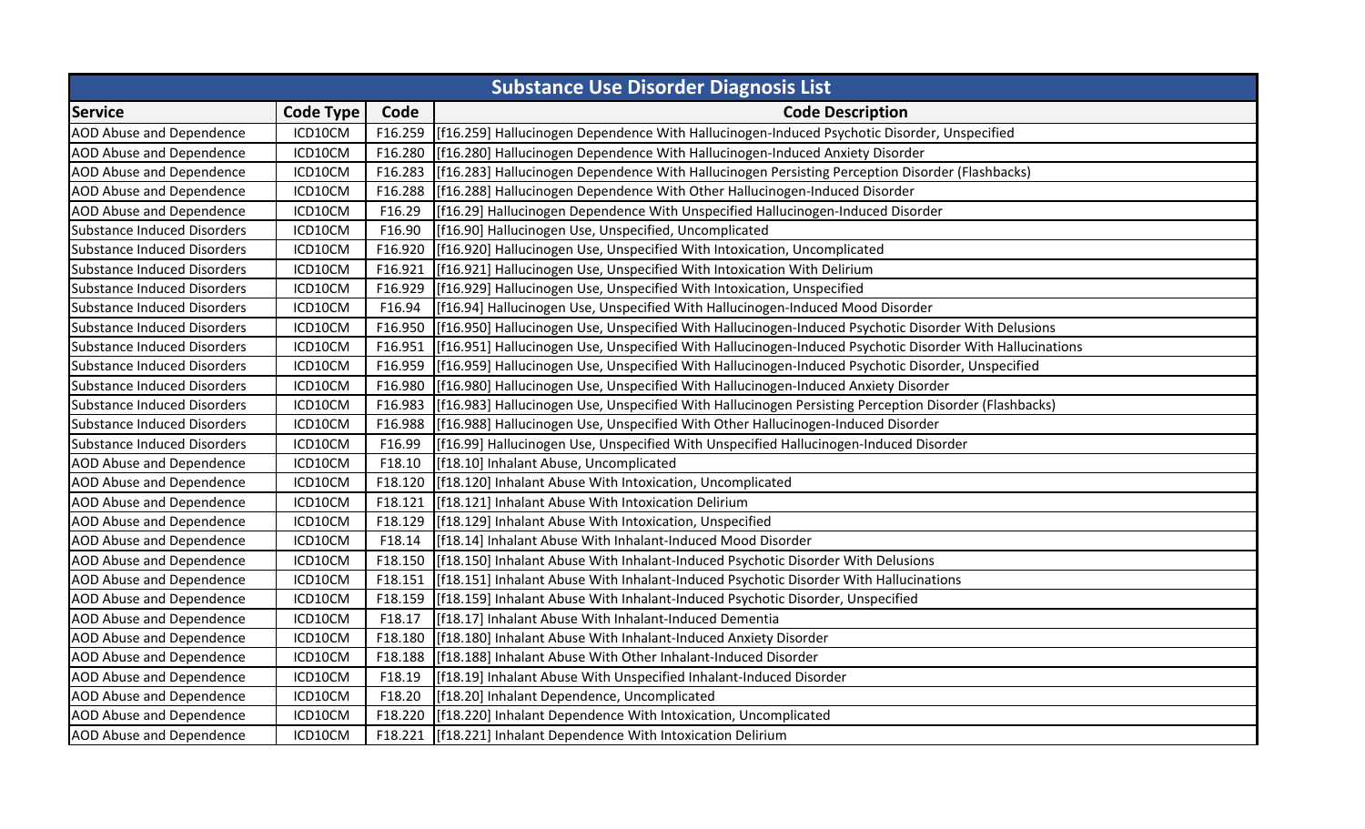| Substance Use Disorder Diagnosis List | | | |
|---|---|---|---|
| **Service** | **Code Type** | **Code** | **Code Description** |
| AOD Abuse and Dependence | ICD10CM | F16.259 | [f16.259] Hallucinogen Dependence With Hallucinogen-Induced Psychotic Disorder, Unspecified |
| AOD Abuse and Dependence | ICD10CM | F16.280 | [f16.280] Hallucinogen Dependence With Hallucinogen-Induced Anxiety Disorder |
| AOD Abuse and Dependence | ICD10CM | F16.283 | [f16.283] Hallucinogen Dependence With Hallucinogen Persisting Perception Disorder (Flashbacks) |
| AOD Abuse and Dependence | ICD10CM | F16.288 | [f16.288] Hallucinogen Dependence With Other Hallucinogen-Induced Disorder |
| AOD Abuse and Dependence | ICD10CM | F16.29 | [f16.29] Hallucinogen Dependence With Unspecified Hallucinogen-Induced Disorder |
| Substance Induced Disorders | ICD10CM | F16.90 | [f16.90] Hallucinogen Use, Unspecified, Uncomplicated |
| Substance Induced Disorders | ICD10CM | F16.920 | [f16.920] Hallucinogen Use, Unspecified With Intoxication, Uncomplicated |
| Substance Induced Disorders | ICD10CM | F16.921 | [f16.921] Hallucinogen Use, Unspecified With Intoxication With Delirium |
| Substance Induced Disorders | ICD10CM | F16.929 | [f16.929] Hallucinogen Use, Unspecified With Intoxication, Unspecified |
| Substance Induced Disorders | ICD10CM | F16.94 | [f16.94] Hallucinogen Use, Unspecified With Hallucinogen-Induced Mood Disorder |
| Substance Induced Disorders | ICD10CM | F16.950 | [f16.950] Hallucinogen Use, Unspecified With Hallucinogen-Induced Psychotic Disorder With Delusions |
| Substance Induced Disorders | ICD10CM | F16.951 | [f16.951] Hallucinogen Use, Unspecified With Hallucinogen-Induced Psychotic Disorder With Hallucinations |
| Substance Induced Disorders | ICD10CM | F16.959 | [f16.959] Hallucinogen Use, Unspecified With Hallucinogen-Induced Psychotic Disorder, Unspecified |
| Substance Induced Disorders | ICD10CM | F16.980 | [f16.980] Hallucinogen Use, Unspecified With Hallucinogen-Induced Anxiety Disorder |
| Substance Induced Disorders | ICD10CM | F16.983 | [f16.983] Hallucinogen Use, Unspecified With Hallucinogen Persisting Perception Disorder (Flashbacks) |
| Substance Induced Disorders | ICD10CM | F16.988 | [f16.988] Hallucinogen Use, Unspecified With Other Hallucinogen-Induced Disorder |
| Substance Induced Disorders | ICD10CM | F16.99 | [f16.99] Hallucinogen Use, Unspecified With Unspecified Hallucinogen-Induced Disorder |
| AOD Abuse and Dependence | ICD10CM | F18.10 | [f18.10] Inhalant Abuse, Uncomplicated |
| AOD Abuse and Dependence | ICD10CM | F18.120 | [f18.120] Inhalant Abuse With Intoxication, Uncomplicated |
| AOD Abuse and Dependence | ICD10CM | F18.121 | [f18.121] Inhalant Abuse With Intoxication Delirium |
| AOD Abuse and Dependence | ICD10CM | F18.129 | [f18.129] Inhalant Abuse With Intoxication, Unspecified |
| AOD Abuse and Dependence | ICD10CM | F18.14 | [f18.14] Inhalant Abuse With Inhalant-Induced Mood Disorder |
| AOD Abuse and Dependence | ICD10CM | F18.150 | [f18.150] Inhalant Abuse With Inhalant-Induced Psychotic Disorder With Delusions |
| AOD Abuse and Dependence | ICD10CM | F18.151 | [f18.151] Inhalant Abuse With Inhalant-Induced Psychotic Disorder With Hallucinations |
| AOD Abuse and Dependence | ICD10CM | F18.159 | [f18.159] Inhalant Abuse With Inhalant-Induced Psychotic Disorder, Unspecified |
| AOD Abuse and Dependence | ICD10CM | F18.17 | [f18.17] Inhalant Abuse With Inhalant-Induced Dementia |
| AOD Abuse and Dependence | ICD10CM | F18.180 | [f18.180] Inhalant Abuse With Inhalant-Induced Anxiety Disorder |
| AOD Abuse and Dependence | ICD10CM | F18.188 | [f18.188] Inhalant Abuse With Other Inhalant-Induced Disorder |
| AOD Abuse and Dependence | ICD10CM | F18.19 | [f18.19] Inhalant Abuse With Unspecified Inhalant-Induced Disorder |
| AOD Abuse and Dependence | ICD10CM | F18.20 | [f18.20] Inhalant Dependence, Uncomplicated |
| AOD Abuse and Dependence | ICD10CM | F18.220 | [f18.220] Inhalant Dependence With Intoxication, Uncomplicated |
| AOD Abuse and Dependence | ICD10CM | F18.221 | [f18.221] Inhalant Dependence With Intoxication Delirium |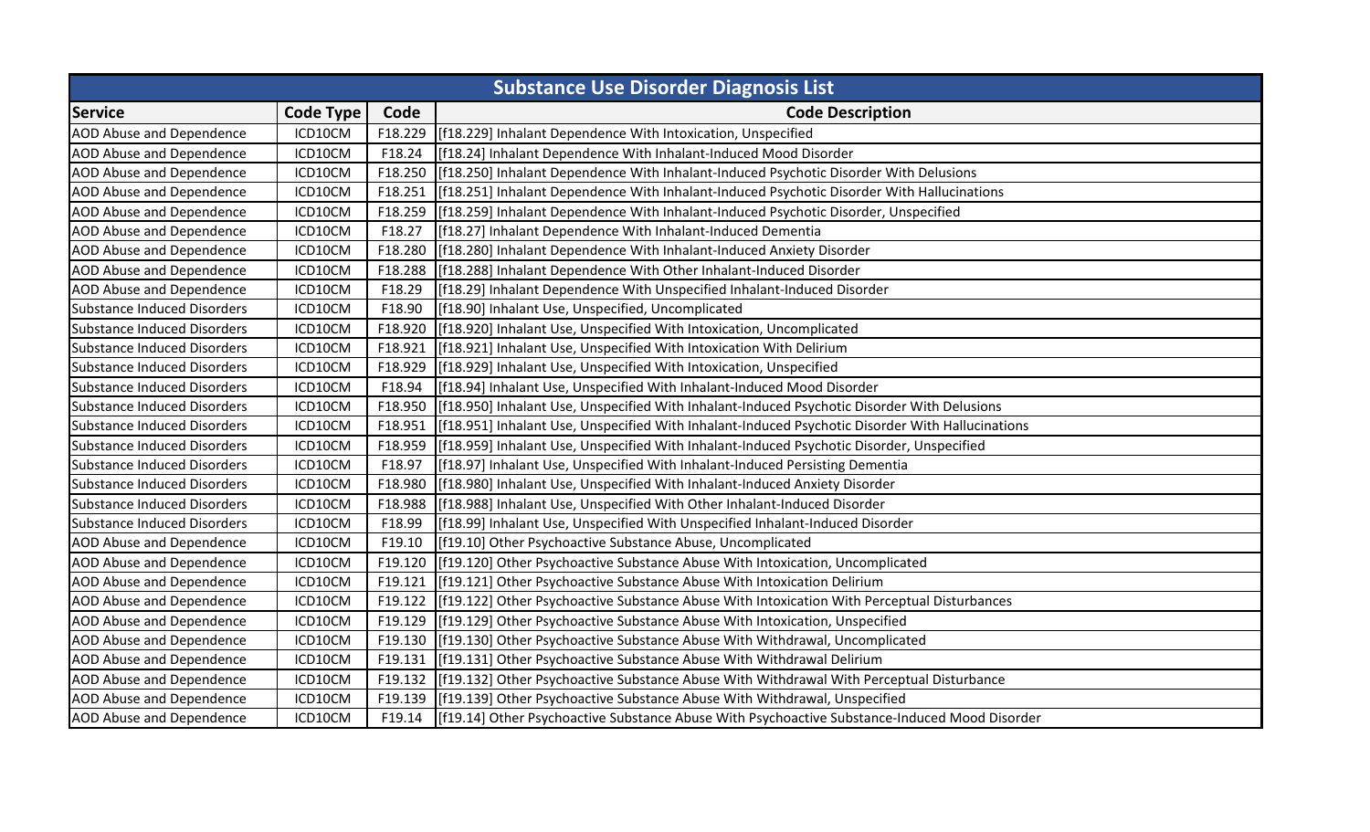| Substance Use Disorder Diagnosis List | | | |
|---|---|---|---|
| **Service** | **Code Type** | **Code** | **Code Description** |
| AOD Abuse and Dependence | ICD10CM | F18.229 | [f18.229] Inhalant Dependence With Intoxication, Unspecified |
| AOD Abuse and Dependence | ICD10CM | F18.24 | [f18.24] Inhalant Dependence With Inhalant-Induced Mood Disorder |
| AOD Abuse and Dependence | ICD10CM | F18.250 | [f18.250] Inhalant Dependence With Inhalant-Induced Psychotic Disorder With Delusions |
| AOD Abuse and Dependence | ICD10CM | F18.251 | [f18.251] Inhalant Dependence With Inhalant-Induced Psychotic Disorder With Hallucinations |
| AOD Abuse and Dependence | ICD10CM | F18.259 | [f18.259] Inhalant Dependence With Inhalant-Induced Psychotic Disorder, Unspecified |
| AOD Abuse and Dependence | ICD10CM | F18.27 | [f18.27] Inhalant Dependence With Inhalant-Induced Dementia |
| AOD Abuse and Dependence | ICD10CM | F18.280 | [f18.280] Inhalant Dependence With Inhalant-Induced Anxiety Disorder |
| AOD Abuse and Dependence | ICD10CM | F18.288 | [f18.288] Inhalant Dependence With Other Inhalant-Induced Disorder |
| AOD Abuse and Dependence | ICD10CM | F18.29 | [f18.29] Inhalant Dependence With Unspecified Inhalant-Induced Disorder |
| Substance Induced Disorders | ICD10CM | F18.90 | [f18.90] Inhalant Use, Unspecified, Uncomplicated |
| Substance Induced Disorders | ICD10CM | F18.920 | [f18.920] Inhalant Use, Unspecified With Intoxication, Uncomplicated |
| Substance Induced Disorders | ICD10CM | F18.921 | [f18.921] Inhalant Use, Unspecified With Intoxication With Delirium |
| Substance Induced Disorders | ICD10CM | F18.929 | [f18.929] Inhalant Use, Unspecified With Intoxication, Unspecified |
| Substance Induced Disorders | ICD10CM | F18.94 | [f18.94] Inhalant Use, Unspecified With Inhalant-Induced Mood Disorder |
| Substance Induced Disorders | ICD10CM | F18.950 | [f18.950] Inhalant Use, Unspecified With Inhalant-Induced Psychotic Disorder With Delusions |
| Substance Induced Disorders | ICD10CM | F18.951 | [f18.951] Inhalant Use, Unspecified With Inhalant-Induced Psychotic Disorder With Hallucinations |
| Substance Induced Disorders | ICD10CM | F18.959 | [f18.959] Inhalant Use, Unspecified With Inhalant-Induced Psychotic Disorder, Unspecified |
| Substance Induced Disorders | ICD10CM | F18.97 | [f18.97] Inhalant Use, Unspecified With Inhalant-Induced Persisting Dementia |
| Substance Induced Disorders | ICD10CM | F18.980 | [f18.980] Inhalant Use, Unspecified With Inhalant-Induced Anxiety Disorder |
| Substance Induced Disorders | ICD10CM | F18.988 | [f18.988] Inhalant Use, Unspecified With Other Inhalant-Induced Disorder |
| Substance Induced Disorders | ICD10CM | F18.99 | [f18.99] Inhalant Use, Unspecified With Unspecified Inhalant-Induced Disorder |
| AOD Abuse and Dependence | ICD10CM | F19.10 | [f19.10] Other Psychoactive Substance Abuse, Uncomplicated |
| AOD Abuse and Dependence | ICD10CM | F19.120 | [f19.120] Other Psychoactive Substance Abuse With Intoxication, Uncomplicated |
| AOD Abuse and Dependence | ICD10CM | F19.121 | [f19.121] Other Psychoactive Substance Abuse With Intoxication Delirium |
| AOD Abuse and Dependence | ICD10CM | F19.122 | [f19.122] Other Psychoactive Substance Abuse With Intoxication With Perceptual Disturbances |
| AOD Abuse and Dependence | ICD10CM | F19.129 | [f19.129] Other Psychoactive Substance Abuse With Intoxication, Unspecified |
| AOD Abuse and Dependence | ICD10CM | F19.130 | [f19.130] Other Psychoactive Substance Abuse With Withdrawal, Uncomplicated |
| AOD Abuse and Dependence | ICD10CM | F19.131 | [f19.131] Other Psychoactive Substance Abuse With Withdrawal Delirium |
| AOD Abuse and Dependence | ICD10CM | F19.132 | [f19.132] Other Psychoactive Substance Abuse With Withdrawal With Perceptual Disturbance |
| AOD Abuse and Dependence | ICD10CM | F19.139 | [f19.139] Other Psychoactive Substance Abuse With Withdrawal, Unspecified |
| AOD Abuse and Dependence | ICD10CM | F19.14 | [f19.14] Other Psychoactive Substance Abuse With Psychoactive Substance-Induced Mood Disorder |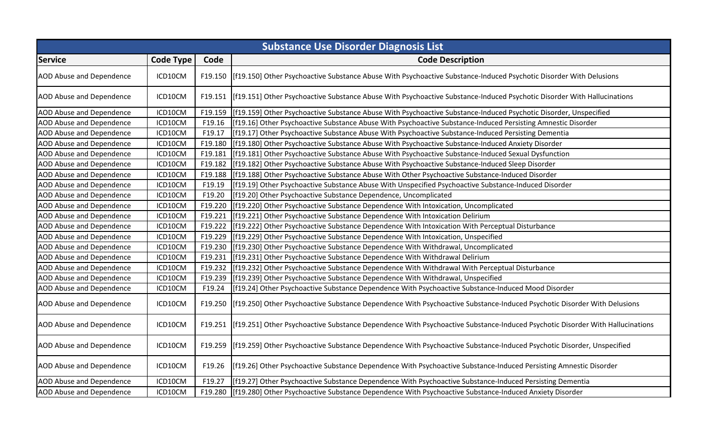| Substance Use Disorder Diagnosis List | | | |
|---|---|---|---|
| **Service** | **Code Type** | **Code** | **Code Description** |
| AOD Abuse and Dependence | ICD10CM | F19.150 | [f19.150] Other Psychoactive Substance Abuse With Psychoactive Substance-Induced Psychotic Disorder With Delusions |
| AOD Abuse and Dependence | ICD10CM | F19.151 | [f19.151] Other Psychoactive Substance Abuse With Psychoactive Substance-Induced Psychotic Disorder With Hallucinations |
| AOD Abuse and Dependence | ICD10CM | F19.159 | [f19.159] Other Psychoactive Substance Abuse With Psychoactive Substance-Induced Psychotic Disorder, Unspecified |
| AOD Abuse and Dependence | ICD10CM | F19.16 | [f19.16] Other Psychoactive Substance Abuse With Psychoactive Substance-Induced Persisting Amnestic Disorder |
| AOD Abuse and Dependence | ICD10CM | F19.17 | [f19.17] Other Psychoactive Substance Abuse With Psychoactive Substance-Induced Persisting Dementia |
| AOD Abuse and Dependence | ICD10CM | F19.180 | [f19.180] Other Psychoactive Substance Abuse With Psychoactive Substance-Induced Anxiety Disorder |
| AOD Abuse and Dependence | ICD10CM | F19.181 | [f19.181] Other Psychoactive Substance Abuse With Psychoactive Substance-Induced Sexual Dysfunction |
| AOD Abuse and Dependence | ICD10CM | F19.182 | [f19.182] Other Psychoactive Substance Abuse With Psychoactive Substance-Induced Sleep Disorder |
| AOD Abuse and Dependence | ICD10CM | F19.188 | [f19.188] Other Psychoactive Substance Abuse With Other Psychoactive Substance-Induced Disorder |
| AOD Abuse and Dependence | ICD10CM | F19.19 | [f19.19] Other Psychoactive Substance Abuse With Unspecified Psychoactive Substance-Induced Disorder |
| AOD Abuse and Dependence | ICD10CM | F19.20 | [f19.20] Other Psychoactive Substance Dependence, Uncomplicated |
| AOD Abuse and Dependence | ICD10CM | F19.220 | [f19.220] Other Psychoactive Substance Dependence With Intoxication, Uncomplicated |
| AOD Abuse and Dependence | ICD10CM | F19.221 | [f19.221] Other Psychoactive Substance Dependence With Intoxication Delirium |
| AOD Abuse and Dependence | ICD10CM | F19.222 | [f19.222] Other Psychoactive Substance Dependence With Intoxication With Perceptual Disturbance |
| AOD Abuse and Dependence | ICD10CM | F19.229 | [f19.229] Other Psychoactive Substance Dependence With Intoxication, Unspecified |
| AOD Abuse and Dependence | ICD10CM | F19.230 | [f19.230] Other Psychoactive Substance Dependence With Withdrawal, Uncomplicated |
| AOD Abuse and Dependence | ICD10CM | F19.231 | [f19.231] Other Psychoactive Substance Dependence With Withdrawal Delirium |
| AOD Abuse and Dependence | ICD10CM | F19.232 | [f19.232] Other Psychoactive Substance Dependence With Withdrawal With Perceptual Disturbance |
| AOD Abuse and Dependence | ICD10CM | F19.239 | [f19.239] Other Psychoactive Substance Dependence With Withdrawal, Unspecified |
| AOD Abuse and Dependence | ICD10CM | F19.24 | [f19.24] Other Psychoactive Substance Dependence With Psychoactive Substance-Induced Mood Disorder |
| AOD Abuse and Dependence | ICD10CM | F19.250 | [f19.250] Other Psychoactive Substance Dependence With Psychoactive Substance-Induced Psychotic Disorder With Delusions |
| AOD Abuse and Dependence | ICD10CM | F19.251 | [f19.251] Other Psychoactive Substance Dependence With Psychoactive Substance-Induced Psychotic Disorder With Hallucinations |
| AOD Abuse and Dependence | ICD10CM | F19.259 | [f19.259] Other Psychoactive Substance Dependence With Psychoactive Substance-Induced Psychotic Disorder, Unspecified |
| AOD Abuse and Dependence | ICD10CM | F19.26 | [f19.26] Other Psychoactive Substance Dependence With Psychoactive Substance-Induced Persisting Amnestic Disorder |
| AOD Abuse and Dependence | ICD10CM | F19.27 | [f19.27] Other Psychoactive Substance Dependence With Psychoactive Substance-Induced Persisting Dementia |
| AOD Abuse and Dependence | ICD10CM | F19.280 | [f19.280] Other Psychoactive Substance Dependence With Psychoactive Substance-Induced Anxiety Disorder |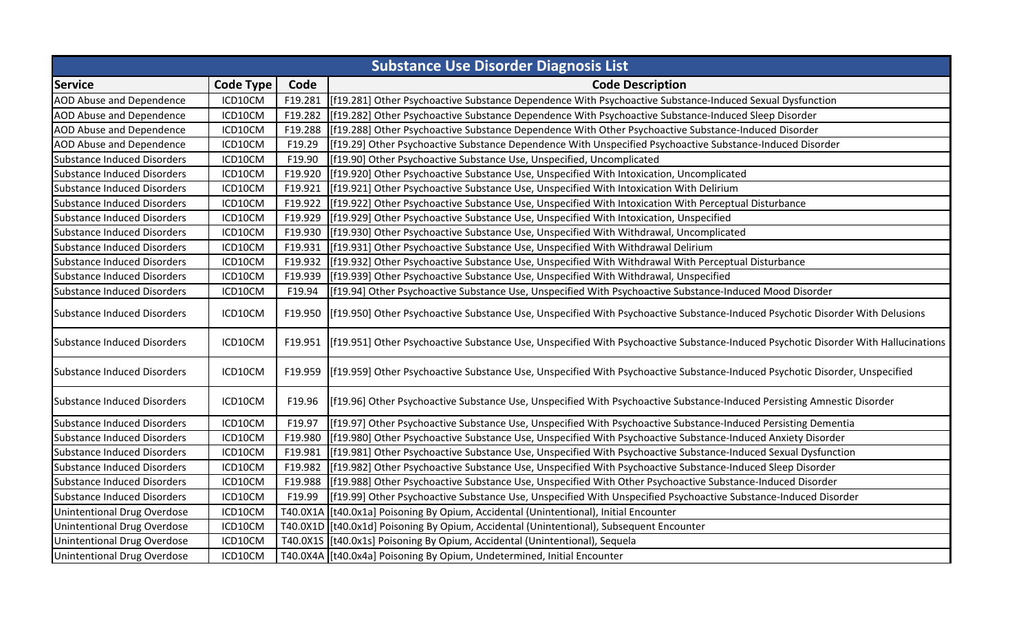| Substance Use Disorder Diagnosis List | | | |
|---|---|---|---|
| **Service** | **Code Type** | **Code** | **Code Description** |
| AOD Abuse and Dependence | ICD10CM | F19.281 | [f19.281] Other Psychoactive Substance Dependence With Psychoactive Substance-Induced Sexual Dysfunction |
| AOD Abuse and Dependence | ICD10CM | F19.282 | [f19.282] Other Psychoactive Substance Dependence With Psychoactive Substance-Induced Sleep Disorder |
| AOD Abuse and Dependence | ICD10CM | F19.288 | [f19.288] Other Psychoactive Substance Dependence With Other Psychoactive Substance-Induced Disorder |
| AOD Abuse and Dependence | ICD10CM | F19.29 | [f19.29] Other Psychoactive Substance Dependence With Unspecified Psychoactive Substance-Induced Disorder |
| Substance Induced Disorders | ICD10CM | F19.90 | [f19.90] Other Psychoactive Substance Use, Unspecified, Uncomplicated |
| Substance Induced Disorders | ICD10CM | F19.920 | [f19.920] Other Psychoactive Substance Use, Unspecified With Intoxication, Uncomplicated |
| Substance Induced Disorders | ICD10CM | F19.921 | [f19.921] Other Psychoactive Substance Use, Unspecified With Intoxication With Delirium |
| Substance Induced Disorders | ICD10CM | F19.922 | [f19.922] Other Psychoactive Substance Use, Unspecified With Intoxication With Perceptual Disturbance |
| Substance Induced Disorders | ICD10CM | F19.929 | [f19.929] Other Psychoactive Substance Use, Unspecified With Intoxication, Unspecified |
| Substance Induced Disorders | ICD10CM | F19.930 | [f19.930] Other Psychoactive Substance Use, Unspecified With Withdrawal, Uncomplicated |
| Substance Induced Disorders | ICD10CM | F19.931 | [f19.931] Other Psychoactive Substance Use, Unspecified With Withdrawal Delirium |
| Substance Induced Disorders | ICD10CM | F19.932 | [f19.932] Other Psychoactive Substance Use, Unspecified With Withdrawal With Perceptual Disturbance |
| Substance Induced Disorders | ICD10CM | F19.939 | [f19.939] Other Psychoactive Substance Use, Unspecified With Withdrawal, Unspecified |
| Substance Induced Disorders | ICD10CM | F19.94 | [f19.94] Other Psychoactive Substance Use, Unspecified With Psychoactive Substance-Induced Mood Disorder |
| Substance Induced Disorders | ICD10CM | F19.950 | [f19.950] Other Psychoactive Substance Use, Unspecified With Psychoactive Substance-Induced Psychotic Disorder With Delusions |
| Substance Induced Disorders | ICD10CM | F19.951 | [f19.951] Other Psychoactive Substance Use, Unspecified With Psychoactive Substance-Induced Psychotic Disorder With Hallucinations |
| Substance Induced Disorders | ICD10CM | F19.959 | [f19.959] Other Psychoactive Substance Use, Unspecified With Psychoactive Substance-Induced Psychotic Disorder, Unspecified |
| Substance Induced Disorders | ICD10CM | F19.96 | [f19.96] Other Psychoactive Substance Use, Unspecified With Psychoactive Substance-Induced Persisting Amnestic Disorder |
| Substance Induced Disorders | ICD10CM | F19.97 | [f19.97] Other Psychoactive Substance Use, Unspecified With Psychoactive Substance-Induced Persisting Dementia |
| Substance Induced Disorders | ICD10CM | F19.980 | [f19.980] Other Psychoactive Substance Use, Unspecified With Psychoactive Substance-Induced Anxiety Disorder |
| Substance Induced Disorders | ICD10CM | F19.981 | [f19.981] Other Psychoactive Substance Use, Unspecified With Psychoactive Substance-Induced Sexual Dysfunction |
| Substance Induced Disorders | ICD10CM | F19.982 | [f19.982] Other Psychoactive Substance Use, Unspecified With Psychoactive Substance-Induced Sleep Disorder |
| Substance Induced Disorders | ICD10CM | F19.988 | [f19.988] Other Psychoactive Substance Use, Unspecified With Other Psychoactive Substance-Induced Disorder |
| Substance Induced Disorders | ICD10CM | F19.99 | [f19.99] Other Psychoactive Substance Use, Unspecified With Unspecified Psychoactive Substance-Induced Disorder |
| Unintentional Drug Overdose | ICD10CM | T40.0X1A | [t40.0x1a] Poisoning By Opium, Accidental (Unintentional), Initial Encounter |
| Unintentional Drug Overdose | ICD10CM | T40.0X1D | [t40.0x1d] Poisoning By Opium, Accidental (Unintentional), Subsequent Encounter |
| Unintentional Drug Overdose | ICD10CM | T40.0X1S | [t40.0x1s] Poisoning By Opium, Accidental (Unintentional), Sequela |
| Unintentional Drug Overdose | ICD10CM | T40.0X4A | [t40.0x4a] Poisoning By Opium, Undetermined, Initial Encounter |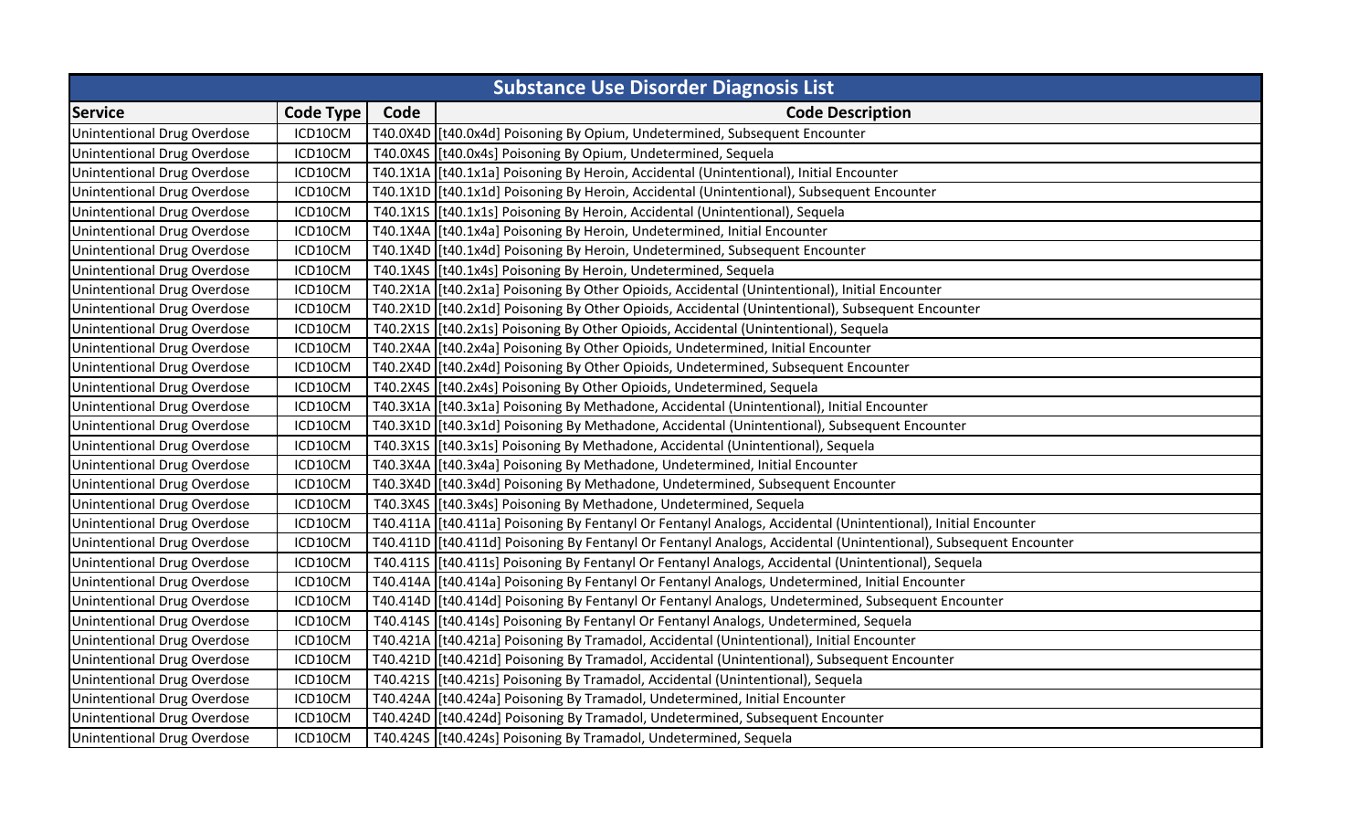| Substance Use Disorder Diagnosis List | | | |
|---|---|---|---|
| **Service** | **Code Type** | **Code** | **Code Description** |
| Unintentional Drug Overdose | ICD10CM | T40.0X4D | [t40.0x4d] Poisoning By Opium, Undetermined, Subsequent Encounter |
| Unintentional Drug Overdose | ICD10CM | T40.0X4S | [t40.0x4s] Poisoning By Opium, Undetermined, Sequela |
| Unintentional Drug Overdose | ICD10CM | T40.1X1A | [t40.1x1a] Poisoning By Heroin, Accidental (Unintentional), Initial Encounter |
| Unintentional Drug Overdose | ICD10CM | T40.1X1D | [t40.1x1d] Poisoning By Heroin, Accidental (Unintentional), Subsequent Encounter |
| Unintentional Drug Overdose | ICD10CM | T40.1X1S | [t40.1x1s] Poisoning By Heroin, Accidental (Unintentional), Sequela |
| Unintentional Drug Overdose | ICD10CM | T40.1X4A | [t40.1x4a] Poisoning By Heroin, Undetermined, Initial Encounter |
| Unintentional Drug Overdose | ICD10CM | T40.1X4D | [t40.1x4d] Poisoning By Heroin, Undetermined, Subsequent Encounter |
| Unintentional Drug Overdose | ICD10CM | T40.1X4S | [t40.1x4s] Poisoning By Heroin, Undetermined, Sequela |
| Unintentional Drug Overdose | ICD10CM | T40.2X1A | [t40.2x1a] Poisoning By Other Opioids, Accidental (Unintentional), Initial Encounter |
| Unintentional Drug Overdose | ICD10CM | T40.2X1D | [t40.2x1d] Poisoning By Other Opioids, Accidental (Unintentional), Subsequent Encounter |
| Unintentional Drug Overdose | ICD10CM | T40.2X1S | [t40.2x1s] Poisoning By Other Opioids, Accidental (Unintentional), Sequela |
| Unintentional Drug Overdose | ICD10CM | T40.2X4A | [t40.2x4a] Poisoning By Other Opioids, Undetermined, Initial Encounter |
| Unintentional Drug Overdose | ICD10CM | T40.2X4D | [t40.2x4d] Poisoning By Other Opioids, Undetermined, Subsequent Encounter |
| Unintentional Drug Overdose | ICD10CM | T40.2X4S | [t40.2x4s] Poisoning By Other Opioids, Undetermined, Sequela |
| Unintentional Drug Overdose | ICD10CM | T40.3X1A | [t40.3x1a] Poisoning By Methadone, Accidental (Unintentional), Initial Encounter |
| Unintentional Drug Overdose | ICD10CM | T40.3X1D | [t40.3x1d] Poisoning By Methadone, Accidental (Unintentional), Subsequent Encounter |
| Unintentional Drug Overdose | ICD10CM | T40.3X1S | [t40.3x1s] Poisoning By Methadone, Accidental (Unintentional), Sequela |
| Unintentional Drug Overdose | ICD10CM | T40.3X4A | [t40.3x4a] Poisoning By Methadone, Undetermined, Initial Encounter |
| Unintentional Drug Overdose | ICD10CM | T40.3X4D | [t40.3x4d] Poisoning By Methadone, Undetermined, Subsequent Encounter |
| Unintentional Drug Overdose | ICD10CM | T40.3X4S | [t40.3x4s] Poisoning By Methadone, Undetermined, Sequela |
| Unintentional Drug Overdose | ICD10CM | T40.411A | [t40.411a] Poisoning By Fentanyl Or Fentanyl Analogs, Accidental (Unintentional), Initial Encounter |
| Unintentional Drug Overdose | ICD10CM | T40.411D | [t40.411d] Poisoning By Fentanyl Or Fentanyl Analogs, Accidental (Unintentional), Subsequent Encounter |
| Unintentional Drug Overdose | ICD10CM | T40.411S | [t40.411s] Poisoning By Fentanyl Or Fentanyl Analogs, Accidental (Unintentional), Sequela |
| Unintentional Drug Overdose | ICD10CM | T40.414A | [t40.414a] Poisoning By Fentanyl Or Fentanyl Analogs, Undetermined, Initial Encounter |
| Unintentional Drug Overdose | ICD10CM | T40.414D | [t40.414d] Poisoning By Fentanyl Or Fentanyl Analogs, Undetermined, Subsequent Encounter |
| Unintentional Drug Overdose | ICD10CM | T40.414S | [t40.414s] Poisoning By Fentanyl Or Fentanyl Analogs, Undetermined, Sequela |
| Unintentional Drug Overdose | ICD10CM | T40.421A | [t40.421a] Poisoning By Tramadol, Accidental (Unintentional), Initial Encounter |
| Unintentional Drug Overdose | ICD10CM | T40.421D | [t40.421d] Poisoning By Tramadol, Accidental (Unintentional), Subsequent Encounter |
| Unintentional Drug Overdose | ICD10CM | T40.421S | [t40.421s] Poisoning By Tramadol, Accidental (Unintentional), Sequela |
| Unintentional Drug Overdose | ICD10CM | T40.424A | [t40.424a] Poisoning By Tramadol, Undetermined, Initial Encounter |
| Unintentional Drug Overdose | ICD10CM | T40.424D | [t40.424d] Poisoning By Tramadol, Undetermined, Subsequent Encounter |
| Unintentional Drug Overdose | ICD10CM | T40.424S | [t40.424s] Poisoning By Tramadol, Undetermined, Sequela |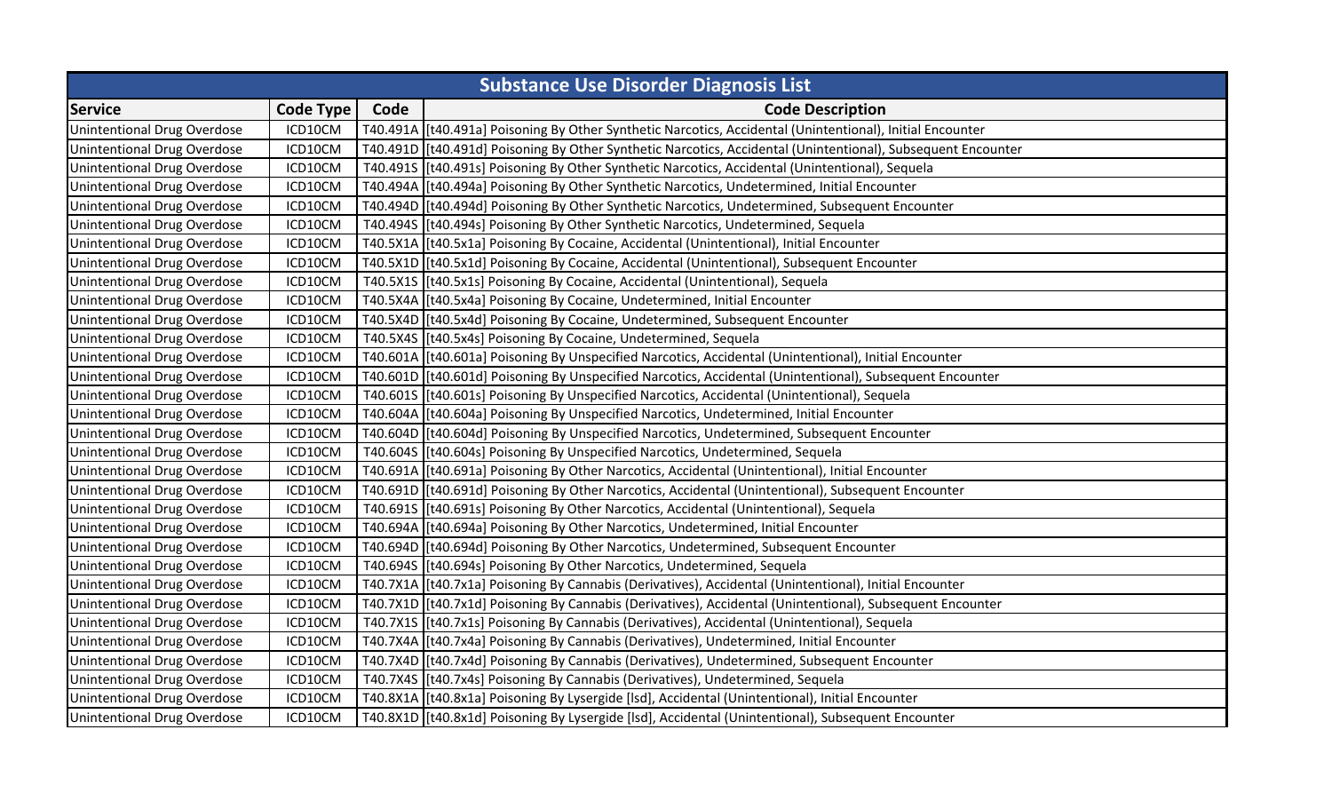| Substance Use Disorder Diagnosis List | | | |
|---|---|---|---|
| **Service** | **Code Type** | **Code** | **Code Description** |
| Unintentional Drug Overdose | ICD10CM | T40.491A | [t40.491a] Poisoning By Other Synthetic Narcotics, Accidental (Unintentional), Initial Encounter |
| Unintentional Drug Overdose | ICD10CM | T40.491D | [t40.491d] Poisoning By Other Synthetic Narcotics, Accidental (Unintentional), Subsequent Encounter |
| Unintentional Drug Overdose | ICD10CM | T40.491S | [t40.491s] Poisoning By Other Synthetic Narcotics, Accidental (Unintentional), Sequela |
| Unintentional Drug Overdose | ICD10CM | T40.494A | [t40.494a] Poisoning By Other Synthetic Narcotics, Undetermined, Initial Encounter |
| Unintentional Drug Overdose | ICD10CM | T40.494D | [t40.494d] Poisoning By Other Synthetic Narcotics, Undetermined, Subsequent Encounter |
| Unintentional Drug Overdose | ICD10CM | T40.494S | [t40.494s] Poisoning By Other Synthetic Narcotics, Undetermined, Sequela |
| Unintentional Drug Overdose | ICD10CM | T40.5X1A | [t40.5x1a] Poisoning By Cocaine, Accidental (Unintentional), Initial Encounter |
| Unintentional Drug Overdose | ICD10CM | T40.5X1D | [t40.5x1d] Poisoning By Cocaine, Accidental (Unintentional), Subsequent Encounter |
| Unintentional Drug Overdose | ICD10CM | T40.5X1S | [t40.5x1s] Poisoning By Cocaine, Accidental (Unintentional), Sequela |
| Unintentional Drug Overdose | ICD10CM | T40.5X4A | [t40.5x4a] Poisoning By Cocaine, Undetermined, Initial Encounter |
| Unintentional Drug Overdose | ICD10CM | T40.5X4D | [t40.5x4d] Poisoning By Cocaine, Undetermined, Subsequent Encounter |
| Unintentional Drug Overdose | ICD10CM | T40.5X4S | [t40.5x4s] Poisoning By Cocaine, Undetermined, Sequela |
| Unintentional Drug Overdose | ICD10CM | T40.601A | [t40.601a] Poisoning By Unspecified Narcotics, Accidental (Unintentional), Initial Encounter |
| Unintentional Drug Overdose | ICD10CM | T40.601D | [t40.601d] Poisoning By Unspecified Narcotics, Accidental (Unintentional), Subsequent Encounter |
| Unintentional Drug Overdose | ICD10CM | T40.601S | [t40.601s] Poisoning By Unspecified Narcotics, Accidental (Unintentional), Sequela |
| Unintentional Drug Overdose | ICD10CM | T40.604A | [t40.604a] Poisoning By Unspecified Narcotics, Undetermined, Initial Encounter |
| Unintentional Drug Overdose | ICD10CM | T40.604D | [t40.604d] Poisoning By Unspecified Narcotics, Undetermined, Subsequent Encounter |
| Unintentional Drug Overdose | ICD10CM | T40.604S | [t40.604s] Poisoning By Unspecified Narcotics, Undetermined, Sequela |
| Unintentional Drug Overdose | ICD10CM | T40.691A | [t40.691a] Poisoning By Other Narcotics, Accidental (Unintentional), Initial Encounter |
| Unintentional Drug Overdose | ICD10CM | T40.691D | [t40.691d] Poisoning By Other Narcotics, Accidental (Unintentional), Subsequent Encounter |
| Unintentional Drug Overdose | ICD10CM | T40.691S | [t40.691s] Poisoning By Other Narcotics, Accidental (Unintentional), Sequela |
| Unintentional Drug Overdose | ICD10CM | T40.694A | [t40.694a] Poisoning By Other Narcotics, Undetermined, Initial Encounter |
| Unintentional Drug Overdose | ICD10CM | T40.694D | [t40.694d] Poisoning By Other Narcotics, Undetermined, Subsequent Encounter |
| Unintentional Drug Overdose | ICD10CM | T40.694S | [t40.694s] Poisoning By Other Narcotics, Undetermined, Sequela |
| Unintentional Drug Overdose | ICD10CM | T40.7X1A | [t40.7x1a] Poisoning By Cannabis (Derivatives), Accidental (Unintentional), Initial Encounter |
| Unintentional Drug Overdose | ICD10CM | T40.7X1D | [t40.7x1d] Poisoning By Cannabis (Derivatives), Accidental (Unintentional), Subsequent Encounter |
| Unintentional Drug Overdose | ICD10CM | T40.7X1S | [t40.7x1s] Poisoning By Cannabis (Derivatives), Accidental (Unintentional), Sequela |
| Unintentional Drug Overdose | ICD10CM | T40.7X4A | [t40.7x4a] Poisoning By Cannabis (Derivatives), Undetermined, Initial Encounter |
| Unintentional Drug Overdose | ICD10CM | T40.7X4D | [t40.7x4d] Poisoning By Cannabis (Derivatives), Undetermined, Subsequent Encounter |
| Unintentional Drug Overdose | ICD10CM | T40.7X4S | [t40.7x4s] Poisoning By Cannabis (Derivatives), Undetermined, Sequela |
| Unintentional Drug Overdose | ICD10CM | T40.8X1A | [t40.8x1a] Poisoning By Lysergide [lsd], Accidental (Unintentional), Initial Encounter |
| Unintentional Drug Overdose | ICD10CM | T40.8X1D | [t40.8x1d] Poisoning By Lysergide [lsd], Accidental (Unintentional), Subsequent Encounter |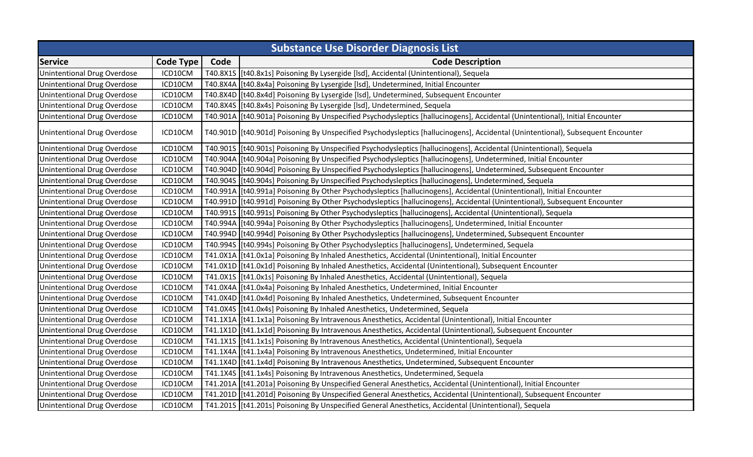| Substance Use Disorder Diagnosis List | | | |
|---|---|---|---|
| **Service** | **Code Type** | **Code** | **Code Description** |
| Unintentional Drug Overdose | ICD10CM | T40.8X1S | [t40.8x1s] Poisoning By Lysergide [lsd], Accidental (Unintentional), Sequela |
| Unintentional Drug Overdose | ICD10CM | T40.8X4A | [t40.8x4a] Poisoning By Lysergide [lsd], Undetermined, Initial Encounter |
| Unintentional Drug Overdose | ICD10CM | T40.8X4D | [t40.8x4d] Poisoning By Lysergide [lsd], Undetermined, Subsequent Encounter |
| Unintentional Drug Overdose | ICD10CM | T40.8X4S | [t40.8x4s] Poisoning By Lysergide [lsd], Undetermined, Sequela |
| Unintentional Drug Overdose | ICD10CM | T40.901A | [t40.901a] Poisoning By Unspecified Psychodysleptics [hallucinogens], Accidental (Unintentional), Initial Encounter |
| Unintentional Drug Overdose | ICD10CM | T40.901D | [t40.901d] Poisoning By Unspecified Psychodysleptics [hallucinogens], Accidental (Unintentional), Subsequent Encounter |
| Unintentional Drug Overdose | ICD10CM | T40.901S | [t40.901s] Poisoning By Unspecified Psychodysleptics [hallucinogens], Accidental (Unintentional), Sequela |
| Unintentional Drug Overdose | ICD10CM | T40.904A | [t40.904a] Poisoning By Unspecified Psychodysleptics [hallucinogens], Undetermined, Initial Encounter |
| Unintentional Drug Overdose | ICD10CM | T40.904D | [t40.904d] Poisoning By Unspecified Psychodysleptics [hallucinogens], Undetermined, Subsequent Encounter |
| Unintentional Drug Overdose | ICD10CM | T40.904S | [t40.904s] Poisoning By Unspecified Psychodysleptics [hallucinogens], Undetermined, Sequela |
| Unintentional Drug Overdose | ICD10CM | T40.991A | [t40.991a] Poisoning By Other Psychodysleptics [hallucinogens], Accidental (Unintentional), Initial Encounter |
| Unintentional Drug Overdose | ICD10CM | T40.991D | [t40.991d] Poisoning By Other Psychodysleptics [hallucinogens], Accidental (Unintentional), Subsequent Encounter |
| Unintentional Drug Overdose | ICD10CM | T40.991S | [t40.991s] Poisoning By Other Psychodysleptics [hallucinogens], Accidental (Unintentional), Sequela |
| Unintentional Drug Overdose | ICD10CM | T40.994A | [t40.994a] Poisoning By Other Psychodysleptics [hallucinogens], Undetermined, Initial Encounter |
| Unintentional Drug Overdose | ICD10CM | T40.994D | [t40.994d] Poisoning By Other Psychodysleptics [hallucinogens], Undetermined, Subsequent Encounter |
| Unintentional Drug Overdose | ICD10CM | T40.994S | [t40.994s] Poisoning By Other Psychodysleptics [hallucinogens], Undetermined, Sequela |
| Unintentional Drug Overdose | ICD10CM | T41.0X1A | [t41.0x1a] Poisoning By Inhaled Anesthetics, Accidental (Unintentional), Initial Encounter |
| Unintentional Drug Overdose | ICD10CM | T41.0X1D | [t41.0x1d] Poisoning By Inhaled Anesthetics, Accidental (Unintentional), Subsequent Encounter |
| Unintentional Drug Overdose | ICD10CM | T41.0X1S | [t41.0x1s] Poisoning By Inhaled Anesthetics, Accidental (Unintentional), Sequela |
| Unintentional Drug Overdose | ICD10CM | T41.0X4A | [t41.0x4a] Poisoning By Inhaled Anesthetics, Undetermined, Initial Encounter |
| Unintentional Drug Overdose | ICD10CM | T41.0X4D | [t41.0x4d] Poisoning By Inhaled Anesthetics, Undetermined, Subsequent Encounter |
| Unintentional Drug Overdose | ICD10CM | T41.0X4S | [t41.0x4s] Poisoning By Inhaled Anesthetics, Undetermined, Sequela |
| Unintentional Drug Overdose | ICD10CM | T41.1X1A | [t41.1x1a] Poisoning By Intravenous Anesthetics, Accidental (Unintentional), Initial Encounter |
| Unintentional Drug Overdose | ICD10CM | T41.1X1D | [t41.1x1d] Poisoning By Intravenous Anesthetics, Accidental (Unintentional), Subsequent Encounter |
| Unintentional Drug Overdose | ICD10CM | T41.1X1S | [t41.1x1s] Poisoning By Intravenous Anesthetics, Accidental (Unintentional), Sequela |
| Unintentional Drug Overdose | ICD10CM | T41.1X4A | [t41.1x4a] Poisoning By Intravenous Anesthetics, Undetermined, Initial Encounter |
| Unintentional Drug Overdose | ICD10CM | T41.1X4D | [t41.1x4d] Poisoning By Intravenous Anesthetics, Undetermined, Subsequent Encounter |
| Unintentional Drug Overdose | ICD10CM | T41.1X4S | [t41.1x4s] Poisoning By Intravenous Anesthetics, Undetermined, Sequela |
| Unintentional Drug Overdose | ICD10CM | T41.201A | [t41.201a] Poisoning By Unspecified General Anesthetics, Accidental (Unintentional), Initial Encounter |
| Unintentional Drug Overdose | ICD10CM | T41.201D | [t41.201d] Poisoning By Unspecified General Anesthetics, Accidental (Unintentional), Subsequent Encounter |
| Unintentional Drug Overdose | ICD10CM | T41.201S | [t41.201s] Poisoning By Unspecified General Anesthetics, Accidental (Unintentional), Sequela |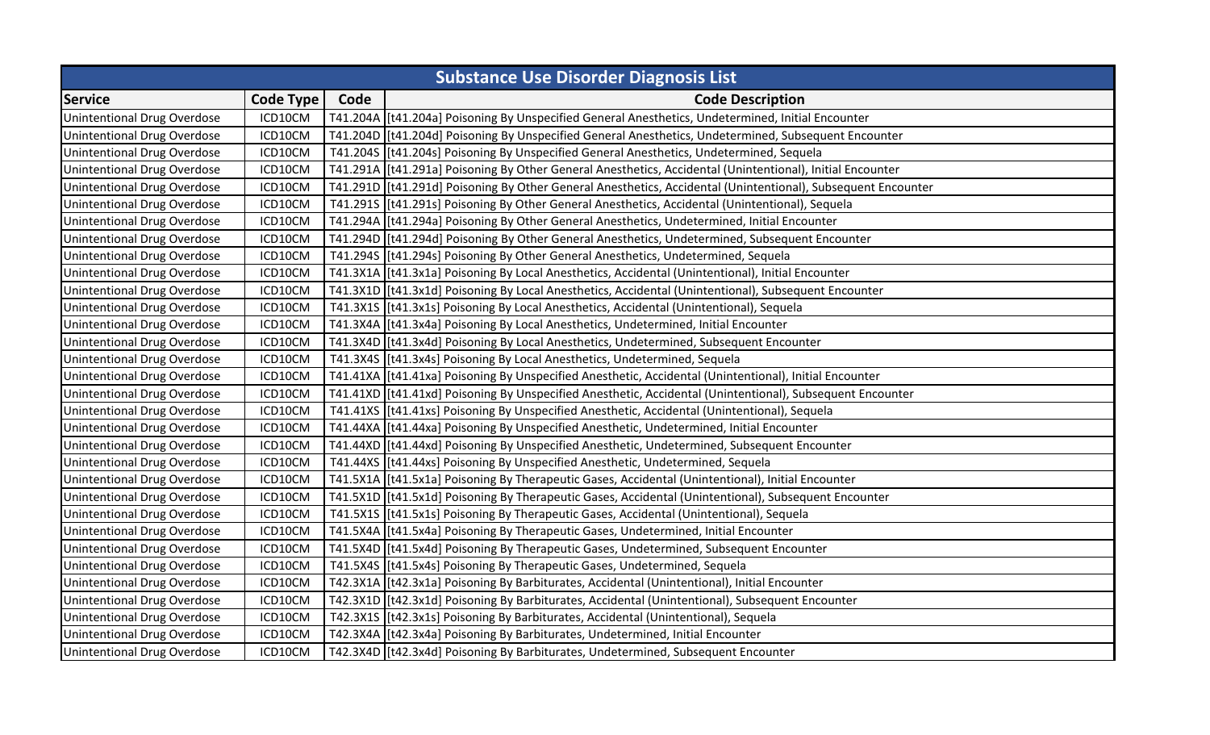| Substance Use Disorder Diagnosis List | | | |
|---|---|---|---|
| **Service** | **Code Type** | **Code** | **Code Description** |
| Unintentional Drug Overdose | ICD10CM | T41.204A | [t41.204a] Poisoning By Unspecified General Anesthetics, Undetermined, Initial Encounter |
| Unintentional Drug Overdose | ICD10CM | T41.204D | [t41.204d] Poisoning By Unspecified General Anesthetics, Undetermined, Subsequent Encounter |
| Unintentional Drug Overdose | ICD10CM | T41.204S | [t41.204s] Poisoning By Unspecified General Anesthetics, Undetermined, Sequela |
| Unintentional Drug Overdose | ICD10CM | T41.291A | [t41.291a] Poisoning By Other General Anesthetics, Accidental (Unintentional), Initial Encounter |
| Unintentional Drug Overdose | ICD10CM | T41.291D | [t41.291d] Poisoning By Other General Anesthetics, Accidental (Unintentional), Subsequent Encounter |
| Unintentional Drug Overdose | ICD10CM | T41.291S | [t41.291s] Poisoning By Other General Anesthetics, Accidental (Unintentional), Sequela |
| Unintentional Drug Overdose | ICD10CM | T41.294A | [t41.294a] Poisoning By Other General Anesthetics, Undetermined, Initial Encounter |
| Unintentional Drug Overdose | ICD10CM | T41.294D | [t41.294d] Poisoning By Other General Anesthetics, Undetermined, Subsequent Encounter |
| Unintentional Drug Overdose | ICD10CM | T41.294S | [t41.294s] Poisoning By Other General Anesthetics, Undetermined, Sequela |
| Unintentional Drug Overdose | ICD10CM | T41.3X1A | [t41.3x1a] Poisoning By Local Anesthetics, Accidental (Unintentional), Initial Encounter |
| Unintentional Drug Overdose | ICD10CM | T41.3X1D | [t41.3x1d] Poisoning By Local Anesthetics, Accidental (Unintentional), Subsequent Encounter |
| Unintentional Drug Overdose | ICD10CM | T41.3X1S | [t41.3x1s] Poisoning By Local Anesthetics, Accidental (Unintentional), Sequela |
| Unintentional Drug Overdose | ICD10CM | T41.3X4A | [t41.3x4a] Poisoning By Local Anesthetics, Undetermined, Initial Encounter |
| Unintentional Drug Overdose | ICD10CM | T41.3X4D | [t41.3x4d] Poisoning By Local Anesthetics, Undetermined, Subsequent Encounter |
| Unintentional Drug Overdose | ICD10CM | T41.3X4S | [t41.3x4s] Poisoning By Local Anesthetics, Undetermined, Sequela |
| Unintentional Drug Overdose | ICD10CM | T41.41XA | [t41.41xa] Poisoning By Unspecified Anesthetic, Accidental (Unintentional), Initial Encounter |
| Unintentional Drug Overdose | ICD10CM | T41.41XD | [t41.41xd] Poisoning By Unspecified Anesthetic, Accidental (Unintentional), Subsequent Encounter |
| Unintentional Drug Overdose | ICD10CM | T41.41XS | [t41.41xs] Poisoning By Unspecified Anesthetic, Accidental (Unintentional), Sequela |
| Unintentional Drug Overdose | ICD10CM | T41.44XA | [t41.44xa] Poisoning By Unspecified Anesthetic, Undetermined, Initial Encounter |
| Unintentional Drug Overdose | ICD10CM | T41.44XD | [t41.44xd] Poisoning By Unspecified Anesthetic, Undetermined, Subsequent Encounter |
| Unintentional Drug Overdose | ICD10CM | T41.44XS | [t41.44xs] Poisoning By Unspecified Anesthetic, Undetermined, Sequela |
| Unintentional Drug Overdose | ICD10CM | T41.5X1A | [t41.5x1a] Poisoning By Therapeutic Gases, Accidental (Unintentional), Initial Encounter |
| Unintentional Drug Overdose | ICD10CM | T41.5X1D | [t41.5x1d] Poisoning By Therapeutic Gases, Accidental (Unintentional), Subsequent Encounter |
| Unintentional Drug Overdose | ICD10CM | T41.5X1S | [t41.5x1s] Poisoning By Therapeutic Gases, Accidental (Unintentional), Sequela |
| Unintentional Drug Overdose | ICD10CM | T41.5X4A | [t41.5x4a] Poisoning By Therapeutic Gases, Undetermined, Initial Encounter |
| Unintentional Drug Overdose | ICD10CM | T41.5X4D | [t41.5x4d] Poisoning By Therapeutic Gases, Undetermined, Subsequent Encounter |
| Unintentional Drug Overdose | ICD10CM | T41.5X4S | [t41.5x4s] Poisoning By Therapeutic Gases, Undetermined, Sequela |
| Unintentional Drug Overdose | ICD10CM | T42.3X1A | [t42.3x1a] Poisoning By Barbiturates, Accidental (Unintentional), Initial Encounter |
| Unintentional Drug Overdose | ICD10CM | T42.3X1D | [t42.3x1d] Poisoning By Barbiturates, Accidental (Unintentional), Subsequent Encounter |
| Unintentional Drug Overdose | ICD10CM | T42.3X1S | [t42.3x1s] Poisoning By Barbiturates, Accidental (Unintentional), Sequela |
| Unintentional Drug Overdose | ICD10CM | T42.3X4A | [t42.3x4a] Poisoning By Barbiturates, Undetermined, Initial Encounter |
| Unintentional Drug Overdose | ICD10CM | T42.3X4D | [t42.3x4d] Poisoning By Barbiturates, Undetermined, Subsequent Encounter |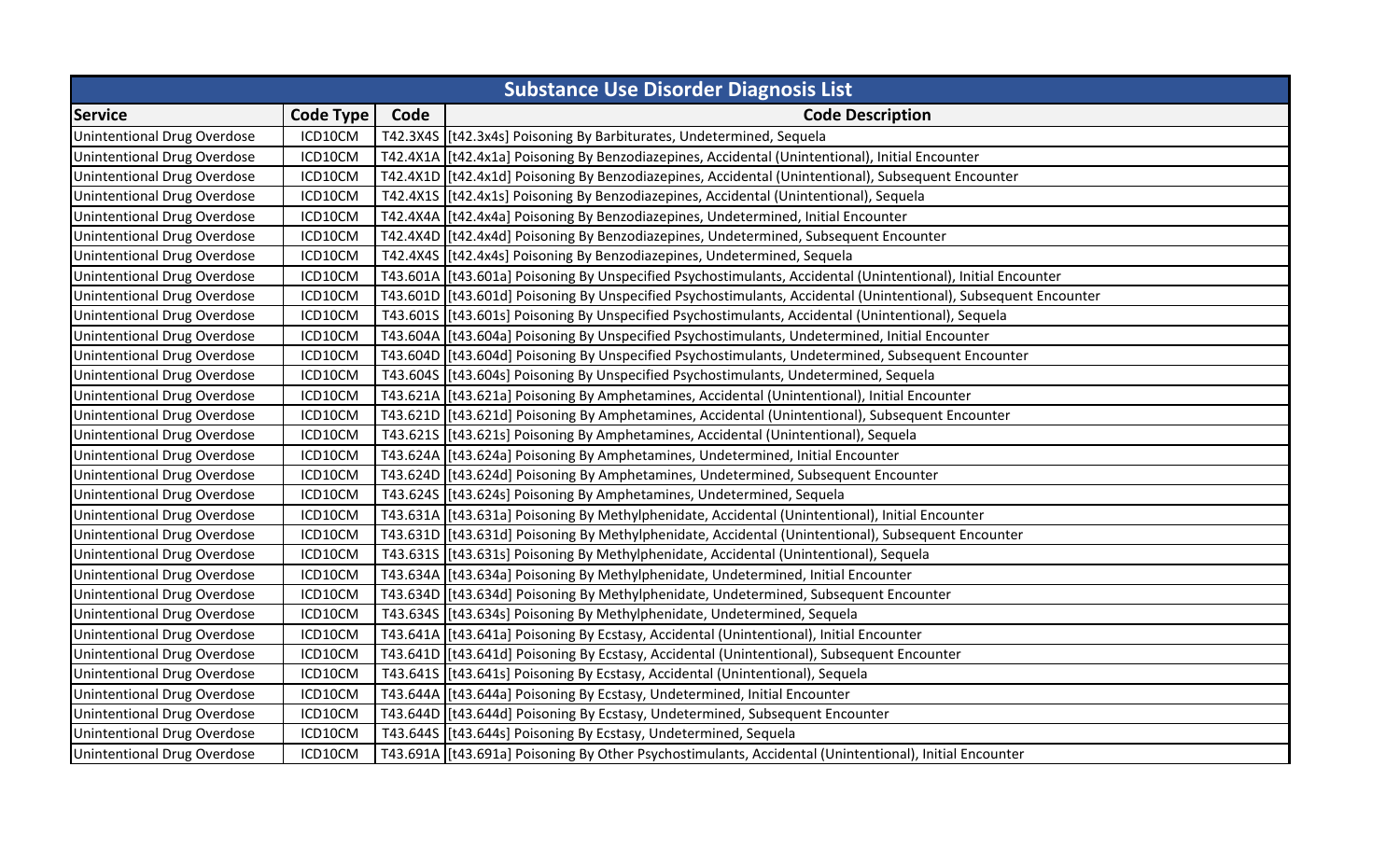| Substance Use Disorder Diagnosis List | | | |
|---|---|---|---|
| **Service** | **Code Type** | **Code** | **Code Description** |
| Unintentional Drug Overdose | ICD10CM | T42.3X4S | [t42.3x4s] Poisoning By Barbiturates, Undetermined, Sequela |
| Unintentional Drug Overdose | ICD10CM | T42.4X1A | [t42.4x1a] Poisoning By Benzodiazepines, Accidental (Unintentional), Initial Encounter |
| Unintentional Drug Overdose | ICD10CM | T42.4X1D | [t42.4x1d] Poisoning By Benzodiazepines, Accidental (Unintentional), Subsequent Encounter |
| Unintentional Drug Overdose | ICD10CM | T42.4X1S | [t42.4x1s] Poisoning By Benzodiazepines, Accidental (Unintentional), Sequela |
| Unintentional Drug Overdose | ICD10CM | T42.4X4A | [t42.4x4a] Poisoning By Benzodiazepines, Undetermined, Initial Encounter |
| Unintentional Drug Overdose | ICD10CM | T42.4X4D | [t42.4x4d] Poisoning By Benzodiazepines, Undetermined, Subsequent Encounter |
| Unintentional Drug Overdose | ICD10CM | T42.4X4S | [t42.4x4s] Poisoning By Benzodiazepines, Undetermined, Sequela |
| Unintentional Drug Overdose | ICD10CM | T43.601A | [t43.601a] Poisoning By Unspecified Psychostimulants, Accidental (Unintentional), Initial Encounter |
| Unintentional Drug Overdose | ICD10CM | T43.601D | [t43.601d] Poisoning By Unspecified Psychostimulants, Accidental (Unintentional), Subsequent Encounter |
| Unintentional Drug Overdose | ICD10CM | T43.601S | [t43.601s] Poisoning By Unspecified Psychostimulants, Accidental (Unintentional), Sequela |
| Unintentional Drug Overdose | ICD10CM | T43.604A | [t43.604a] Poisoning By Unspecified Psychostimulants, Undetermined, Initial Encounter |
| Unintentional Drug Overdose | ICD10CM | T43.604D | [t43.604d] Poisoning By Unspecified Psychostimulants, Undetermined, Subsequent Encounter |
| Unintentional Drug Overdose | ICD10CM | T43.604S | [t43.604s] Poisoning By Unspecified Psychostimulants, Undetermined, Sequela |
| Unintentional Drug Overdose | ICD10CM | T43.621A | [t43.621a] Poisoning By Amphetamines, Accidental (Unintentional), Initial Encounter |
| Unintentional Drug Overdose | ICD10CM | T43.621D | [t43.621d] Poisoning By Amphetamines, Accidental (Unintentional), Subsequent Encounter |
| Unintentional Drug Overdose | ICD10CM | T43.621S | [t43.621s] Poisoning By Amphetamines, Accidental (Unintentional), Sequela |
| Unintentional Drug Overdose | ICD10CM | T43.624A | [t43.624a] Poisoning By Amphetamines, Undetermined, Initial Encounter |
| Unintentional Drug Overdose | ICD10CM | T43.624D | [t43.624d] Poisoning By Amphetamines, Undetermined, Subsequent Encounter |
| Unintentional Drug Overdose | ICD10CM | T43.624S | [t43.624s] Poisoning By Amphetamines, Undetermined, Sequela |
| Unintentional Drug Overdose | ICD10CM | T43.631A | [t43.631a] Poisoning By Methylphenidate, Accidental (Unintentional), Initial Encounter |
| Unintentional Drug Overdose | ICD10CM | T43.631D | [t43.631d] Poisoning By Methylphenidate, Accidental (Unintentional), Subsequent Encounter |
| Unintentional Drug Overdose | ICD10CM | T43.631S | [t43.631s] Poisoning By Methylphenidate, Accidental (Unintentional), Sequela |
| Unintentional Drug Overdose | ICD10CM | T43.634A | [t43.634a] Poisoning By Methylphenidate, Undetermined, Initial Encounter |
| Unintentional Drug Overdose | ICD10CM | T43.634D | [t43.634d] Poisoning By Methylphenidate, Undetermined, Subsequent Encounter |
| Unintentional Drug Overdose | ICD10CM | T43.634S | [t43.634s] Poisoning By Methylphenidate, Undetermined, Sequela |
| Unintentional Drug Overdose | ICD10CM | T43.641A | [t43.641a] Poisoning By Ecstasy, Accidental (Unintentional), Initial Encounter |
| Unintentional Drug Overdose | ICD10CM | T43.641D | [t43.641d] Poisoning By Ecstasy, Accidental (Unintentional), Subsequent Encounter |
| Unintentional Drug Overdose | ICD10CM | T43.641S | [t43.641s] Poisoning By Ecstasy, Accidental (Unintentional), Sequela |
| Unintentional Drug Overdose | ICD10CM | T43.644A | [t43.644a] Poisoning By Ecstasy, Undetermined, Initial Encounter |
| Unintentional Drug Overdose | ICD10CM | T43.644D | [t43.644d] Poisoning By Ecstasy, Undetermined, Subsequent Encounter |
| Unintentional Drug Overdose | ICD10CM | T43.644S | [t43.644s] Poisoning By Ecstasy, Undetermined, Sequela |
| Unintentional Drug Overdose | ICD10CM | T43.691A | [t43.691a] Poisoning By Other Psychostimulants, Accidental (Unintentional), Initial Encounter |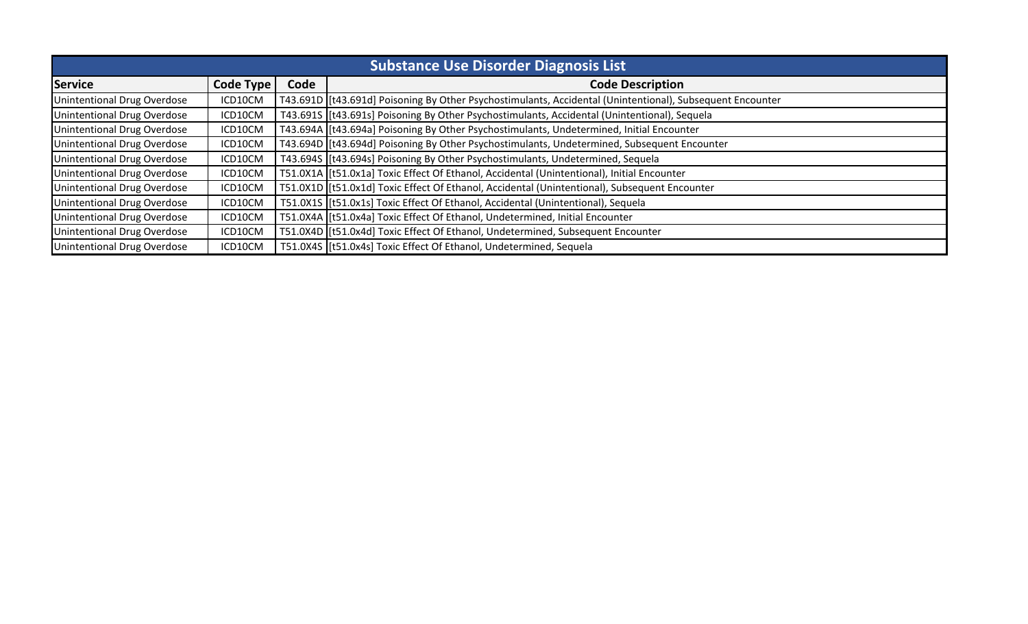| Substance Use Disorder Diagnosis List | | | |
|---|---|---|---|
| **Service** | **Code Type** | **Code** | **Code Description** |
| Unintentional Drug Overdose | ICD10CM | T43.691D | [t43.691d] Poisoning By Other Psychostimulants, Accidental (Unintentional), Subsequent Encounter |
| Unintentional Drug Overdose | ICD10CM | T43.691S | [t43.691s] Poisoning By Other Psychostimulants, Accidental (Unintentional), Sequela |
| Unintentional Drug Overdose | ICD10CM | T43.694A | [t43.694a] Poisoning By Other Psychostimulants, Undetermined, Initial Encounter |
| Unintentional Drug Overdose | ICD10CM | T43.694D | [t43.694d] Poisoning By Other Psychostimulants, Undetermined, Subsequent Encounter |
| Unintentional Drug Overdose | ICD10CM | T43.694S | [t43.694s] Poisoning By Other Psychostimulants, Undetermined, Sequela |
| Unintentional Drug Overdose | ICD10CM | T51.0X1A | [t51.0x1a] Toxic Effect Of Ethanol, Accidental (Unintentional), Initial Encounter |
| Unintentional Drug Overdose | ICD10CM | T51.0X1D | [t51.0x1d] Toxic Effect Of Ethanol, Accidental (Unintentional), Subsequent Encounter |
| Unintentional Drug Overdose | ICD10CM | T51.0X1S | [t51.0x1s] Toxic Effect Of Ethanol, Accidental (Unintentional), Sequela |
| Unintentional Drug Overdose | ICD10CM | T51.0X4A | [t51.0x4a] Toxic Effect Of Ethanol, Undetermined, Initial Encounter |
| Unintentional Drug Overdose | ICD10CM | T51.0X4D | [t51.0x4d] Toxic Effect Of Ethanol, Undetermined, Subsequent Encounter |
| Unintentional Drug Overdose | ICD10CM | T51.0X4S | [t51.0x4s] Toxic Effect Of Ethanol, Undetermined, Sequela |